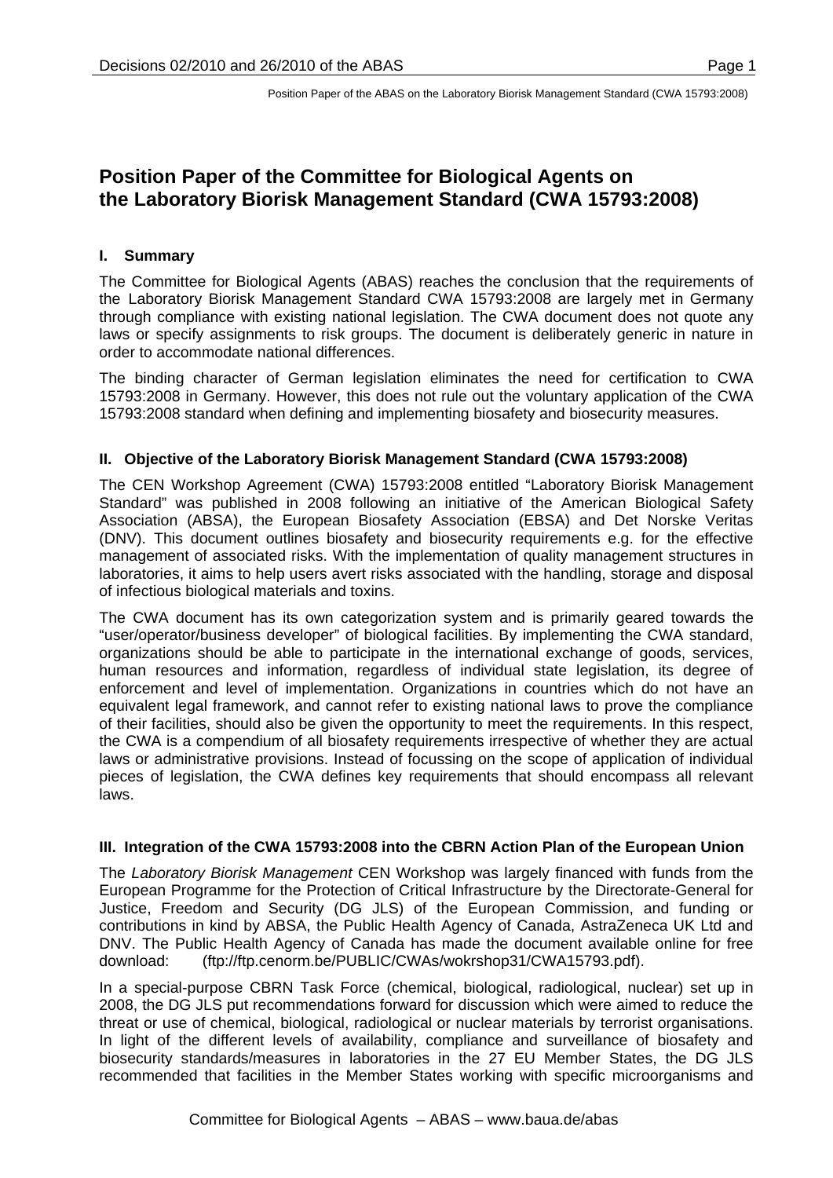# Position Paper of the Committee for Biological Agents on the Laboratory Biorisk Management Standard (CWA 15793:2008)

## I. Summary

The Committee for Biological Agents (ABAS) reaches the conclusion that the requirements of the Laboratory Biorisk Management Standard CWA 15793:2008 are largely met in Germany through compliance with existing national legislation. The CWA document does not quote any laws or specify assignments to risk groups. The document is deliberately generic in nature in order to accommodate national differences.

The binding character of German legislation eliminates the need for certification to CWA 15793:2008 in Germany. However, this does not rule out the voluntary application of the CWA 15793:2008 standard when defining and implementing biosafety and biosecurity measures.

## II. Objective of the Laboratory Biorisk Management Standard (CWA 15793:2008)

The CEN Workshop Agreement (CWA) 15793:2008 entitled "Laboratory Biorisk Management Standard" was published in 2008 following an initiative of the American Biological Safety Association (ABSA), the European Biosafety Association (EBSA) and Det Norske Veritas (DNV). This document outlines biosafety and biosecurity requirements e.g. for the effective management of associated risks. With the implementation of quality management structures in laboratories, it aims to help users avert risks associated with the handling, storage and disposal of infectious biological materials and toxins.

The CWA document has its own categorization system and is primarily geared towards the "user/operator/business developer" of biological facilities. By implementing the CWA standard, organizations should be able to participate in the international exchange of goods, services, human resources and information, regardless of individual state legislation, its degree of enforcement and level of implementation. Organizations in countries which do not have an equivalent legal framework, and cannot refer to existing national laws to prove the compliance of their facilities, should also be given the opportunity to meet the requirements. In this respect, the CWA is a compendium of all biosafety requirements irrespective of whether they are actual laws or administrative provisions. Instead of focussing on the scope of application of individual pieces of legislation, the CWA defines key requirements that should encompass all relevant laws.

## III. Integration of the CWA 15793:2008 into the CBRN Action Plan of the European Union

The *Laboratory Biorisk Management* CEN Workshop was largely financed with funds from the European Programme for the Protection of Critical Infrastructure by the Directorate-General for Justice, Freedom and Security (DG JLS) of the European Commission, and funding or contributions in kind by ABSA, the Public Health Agency of Canada, AstraZeneca UK Ltd and DNV. The Public Health Agency of Canada has made the document available online for free download: (ftp://ftp.cenorm.be/PUBLIC/CWAs/wokrshop31/CWA15793.pdf).

In a special-purpose CBRN Task Force (chemical, biological, radiological, nuclear) set up in 2008, the DG JLS put recommendations forward for discussion which were aimed to reduce the threat or use of chemical, biological, radiological or nuclear materials by terrorist organisations. In light of the different levels of availability, compliance and surveillance of biosafety and biosecurity standards/measures in laboratories in the 27 EU Member States, the DG JLS recommended that facilities in the Member States working with specific microorganisms and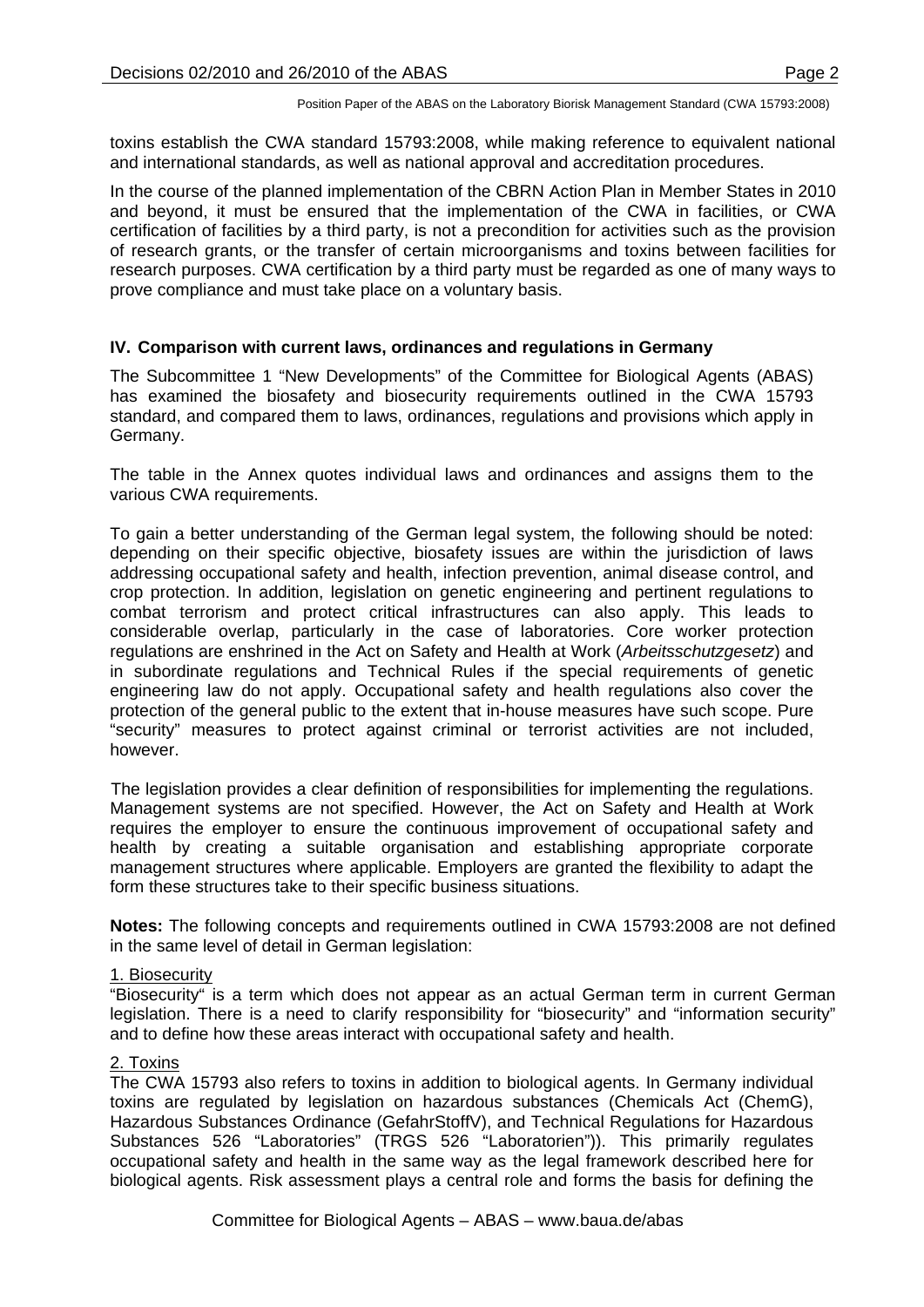toxins establish the CWA standard 15793:2008, while making reference to equivalent national and international standards, as well as national approval and accreditation procedures.

In the course of the planned implementation of the CBRN Action Plan in Member States in 2010 and beyond, it must be ensured that the implementation of the CWA in facilities, or CWA certification of facilities by a third party, is not a precondition for activities such as the provision of research grants, or the transfer of certain microorganisms and toxins between facilities for research purposes. CWA certification by a third party must be regarded as one of many ways to prove compliance and must take place on a voluntary basis.

## IV. Comparison with current laws, ordinances and regulations in Germany

The Subcommittee 1 "New Developments" of the Committee for Biological Agents (ABAS) has examined the biosafety and biosecurity requirements outlined in the CWA 15793 standard, and compared them to laws, ordinances, regulations and provisions which apply in Germany.

The table in the Annex quotes individual laws and ordinances and assigns them to the various CWA requirements.

To gain a better understanding of the German legal system, the following should be noted: depending on their specific objective, biosafety issues are within the jurisdiction of laws addressing occupational safety and health, infection prevention, animal disease control, and crop protection. In addition, legislation on genetic engineering and pertinent regulations to combat terrorism and protect critical infrastructures can also apply. This leads to considerable overlap, particularly in the case of laboratories. Core worker protection regulations are enshrined in the Act on Safety and Health at Work (*Arbeitsschutzgesetz*) and in subordinate regulations and Technical Rules if the special requirements of genetic engineering law do not apply. Occupational safety and health regulations also cover the protection of the general public to the extent that in-house measures have such scope. Pure "security" measures to protect against criminal or terrorist activities are not included, however.

The legislation provides a clear definition of responsibilities for implementing the regulations. Management systems are not specified. However, the Act on Safety and Health at Work requires the employer to ensure the continuous improvement of occupational safety and health by creating a suitable organisation and establishing appropriate corporate management structures where applicable. Employers are granted the flexibility to adapt the form these structures take to their specific business situations.

**Notes:** The following concepts and requirements outlined in CWA 15793:2008 are not defined in the same level of detail in German legislation:

1. Biosecurity

"Biosecurity" is a term which does not appear as an actual German term in current German legislation. There is a need to clarify responsibility for "biosecurity" and "information security" and to define how these areas interact with occupational safety and health.

2. Toxins

The CWA 15793 also refers to toxins in addition to biological agents. In Germany individual toxins are regulated by legislation on hazardous substances (Chemicals Act (ChemG), Hazardous Substances Ordinance (GefahrStoffV), and Technical Regulations for Hazardous Substances 526 "Laboratories" (TRGS 526 "Laboratorien")). This primarily regulates occupational safety and health in the same way as the legal framework described here for biological agents. Risk assessment plays a central role and forms the basis for defining the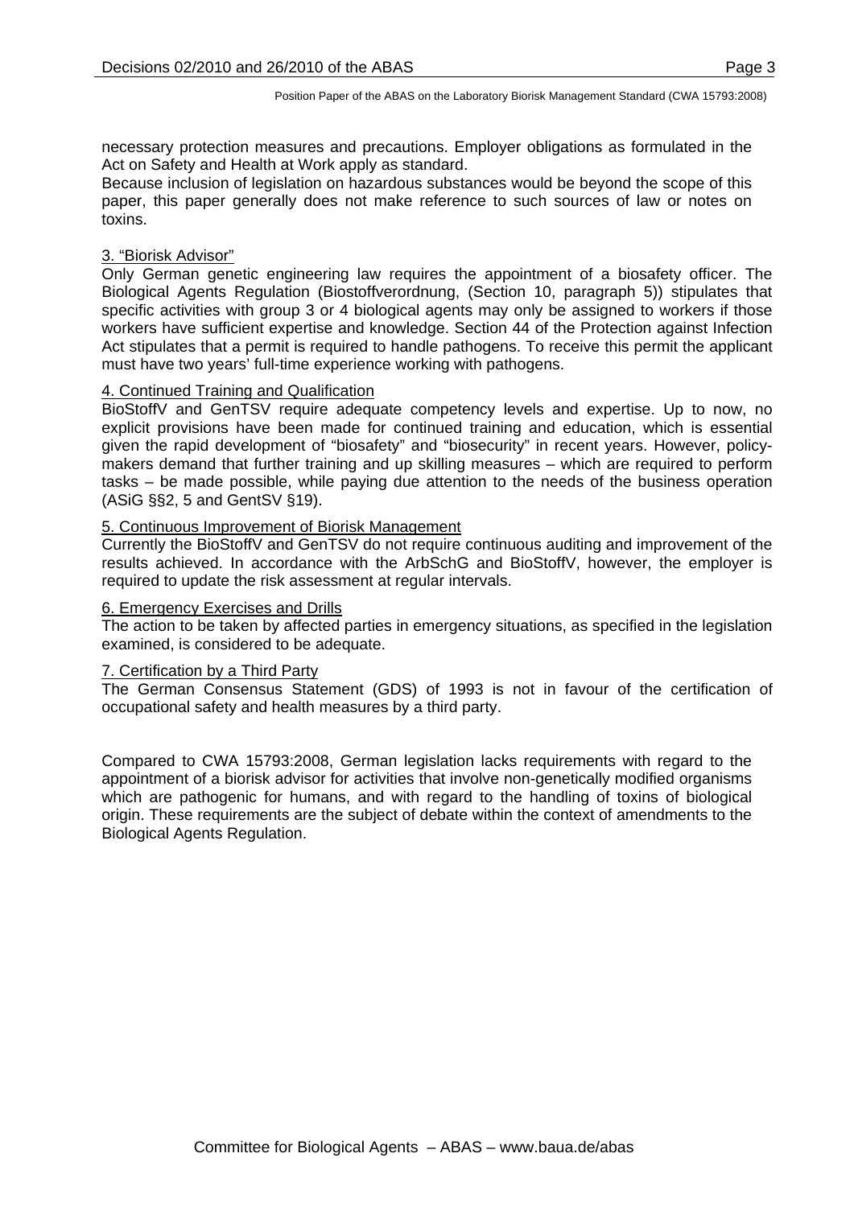necessary protection measures and precautions. Employer obligations as formulated in the Act on Safety and Health at Work apply as standard.
Because inclusion of legislation on hazardous substances would be beyond the scope of this paper, this paper generally does not make reference to such sources of law or notes on toxins.

3. "Biorisk Advisor"

Only German genetic engineering law requires the appointment of a biosafety officer. The Biological Agents Regulation (Biostoffverordnung, (Section 10, paragraph 5)) stipulates that specific activities with group 3 or 4 biological agents may only be assigned to workers if those workers have sufficient expertise and knowledge. Section 44 of the Protection against Infection Act stipulates that a permit is required to handle pathogens. To receive this permit the applicant must have two years' full-time experience working with pathogens.

4. Continued Training and Qualification

BioStoffV and GenTSV require adequate competency levels and expertise. Up to now, no explicit provisions have been made for continued training and education, which is essential given the rapid development of "biosafety" and "biosecurity" in recent years. However, policy-makers demand that further training and up skilling measures – which are required to perform tasks – be made possible, while paying due attention to the needs of the business operation (ASiG §§2, 5 and GentSV §19).

5. Continuous Improvement of Biorisk Management

Currently the BioStoffV and GenTSV do not require continuous auditing and improvement of the results achieved. In accordance with the ArbSchG and BioStoffV, however, the employer is required to update the risk assessment at regular intervals.

6. Emergency Exercises and Drills

The action to be taken by affected parties in emergency situations, as specified in the legislation examined, is considered to be adequate.

7. Certification by a Third Party

The German Consensus Statement (GDS) of 1993 is not in favour of the certification of occupational safety and health measures by a third party.

Compared to CWA 15793:2008, German legislation lacks requirements with regard to the appointment of a biorisk advisor for activities that involve non-genetically modified organisms which are pathogenic for humans, and with regard to the handling of toxins of biological origin. These requirements are the subject of debate within the context of amendments to the Biological Agents Regulation.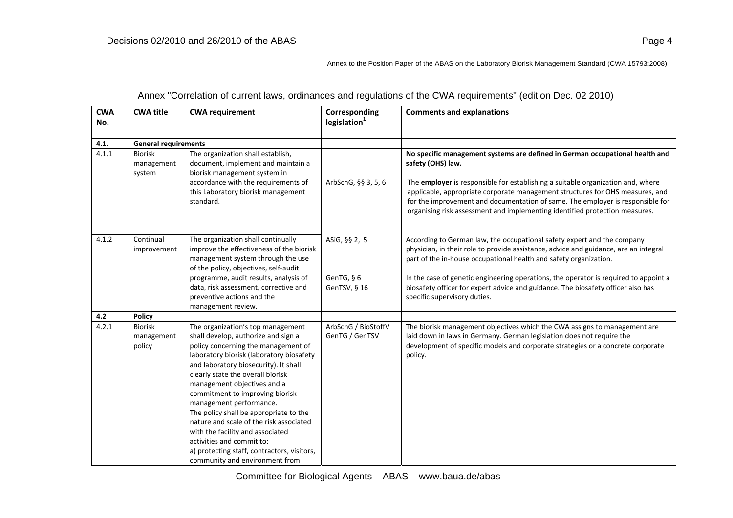Annex to the Position Paper of the ABAS on the Laboratory Biorisk Management Standard (CWA 15793:2008)

## Annex "Correlation of current laws, ordinances and regulations of the CWA requirements" (edition Dec. 02 2010)

| CWA No. | CWA title | CWA requirement | Corresponding legislation[1] | Comments and explanations |
|---|---|---|---|---|
| **4.1.** | **General requirements** | | | |
| 4.1.1 | Biorisk management system | The organization shall establish, document, implement and maintain a biorisk management system in accordance with the requirements of this Laboratory biorisk management standard. | ArbSchG, §§ 3, 5, 6 | **No specific management systems are defined in German occupational health and safety (OHS) law.** The **employer** is responsible for establishing a suitable organization and, where applicable, appropriate corporate management structures for OHS measures, and for the improvement and documentation of same. The employer is responsible for organising risk assessment and implementing identified protection measures. |
| 4.1.2 | Continual improvement | The organization shall continually improve the effectiveness of the biorisk management system through the use of the policy, objectives, self-audit programme, audit results, analysis of data, risk assessment, corrective and preventive actions and the management review. | ASiG, §§ 2, 5<br><br>GenTG, § 6<br>GenTSV, § 16 | According to German law, the occupational safety expert and the company physician, in their role to provide assistance, advice and guidance, are an integral part of the in-house occupational health and safety organization.<br><br>In the case of genetic engineering operations, the operator is required to appoint a biosafety officer for expert advice and guidance. The biosafety officer also has specific supervisory duties. |
| **4.2** | **Policy** | | | |
| 4.2.1 | Biorisk management policy | The organization's top management shall develop, authorize and sign a policy concerning the management of laboratory biorisk (laboratory biosafety and laboratory biosecurity). It shall clearly state the overall biorisk management objectives and a commitment to improving biorisk management performance.<br>The policy shall be appropriate to the nature and scale of the risk associated with the facility and associated activities and commit to:<br>a) protecting staff, contractors, visitors, community and environment from | ArbSchG / BioStoffV<br>GenTG / GenTSV | The biorisk management objectives which the CWA assigns to management are laid down in laws in Germany. German legislation does not require the development of specific models and corporate strategies or a concrete corporate policy. |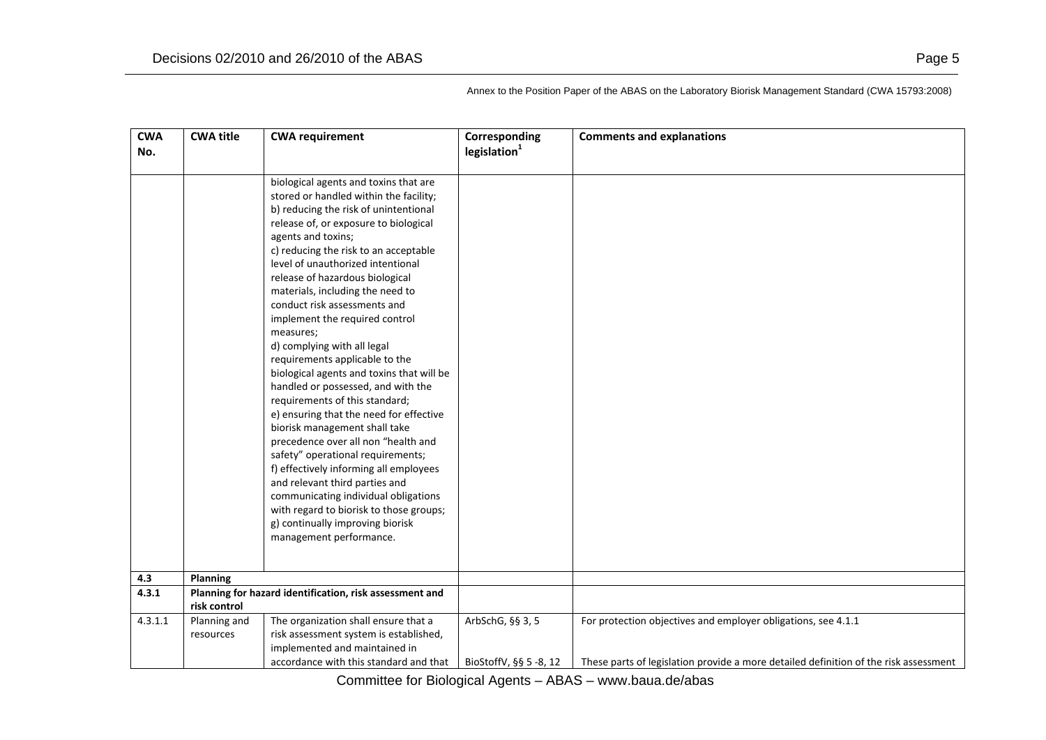Annex to the Position Paper of the ABAS on the Laboratory Biorisk Management Standard (CWA 15793:2008)

| CWA No. | CWA title | CWA requirement | Corresponding legislation[1] | Comments and explanations |
|---|---|---|---|---|
| | | biological agents and toxins that are stored or handled within the facility;<br>b) reducing the risk of unintentional release of, or exposure to biological agents and toxins;<br>c) reducing the risk to an acceptable level of unauthorized intentional release of hazardous biological materials, including the need to conduct risk assessments and implement the required control measures;<br>d) complying with all legal requirements applicable to the biological agents and toxins that will be handled or possessed, and with the requirements of this standard;<br>e) ensuring that the need for effective biorisk management shall take precedence over all non "health and safety" operational requirements;<br>f) effectively informing all employees and relevant third parties and communicating individual obligations with regard to biorisk to those groups;<br>g) continually improving biorisk management performance. | | |
| **4.3** | **Planning** | | | |
| **4.3.1** | **Planning for hazard identification, risk assessment and risk control** | | | |
| 4.3.1.1 | Planning and resources | The organization shall ensure that a risk assessment system is established, implemented and maintained in accordance with this standard and that | ArbSchG, §§ 3, 5<br><br>BioStoffV, §§ 5 -8, 12 | For protection objectives and employer obligations, see 4.1.1<br><br>These parts of legislation provide a more detailed definition of the risk assessment |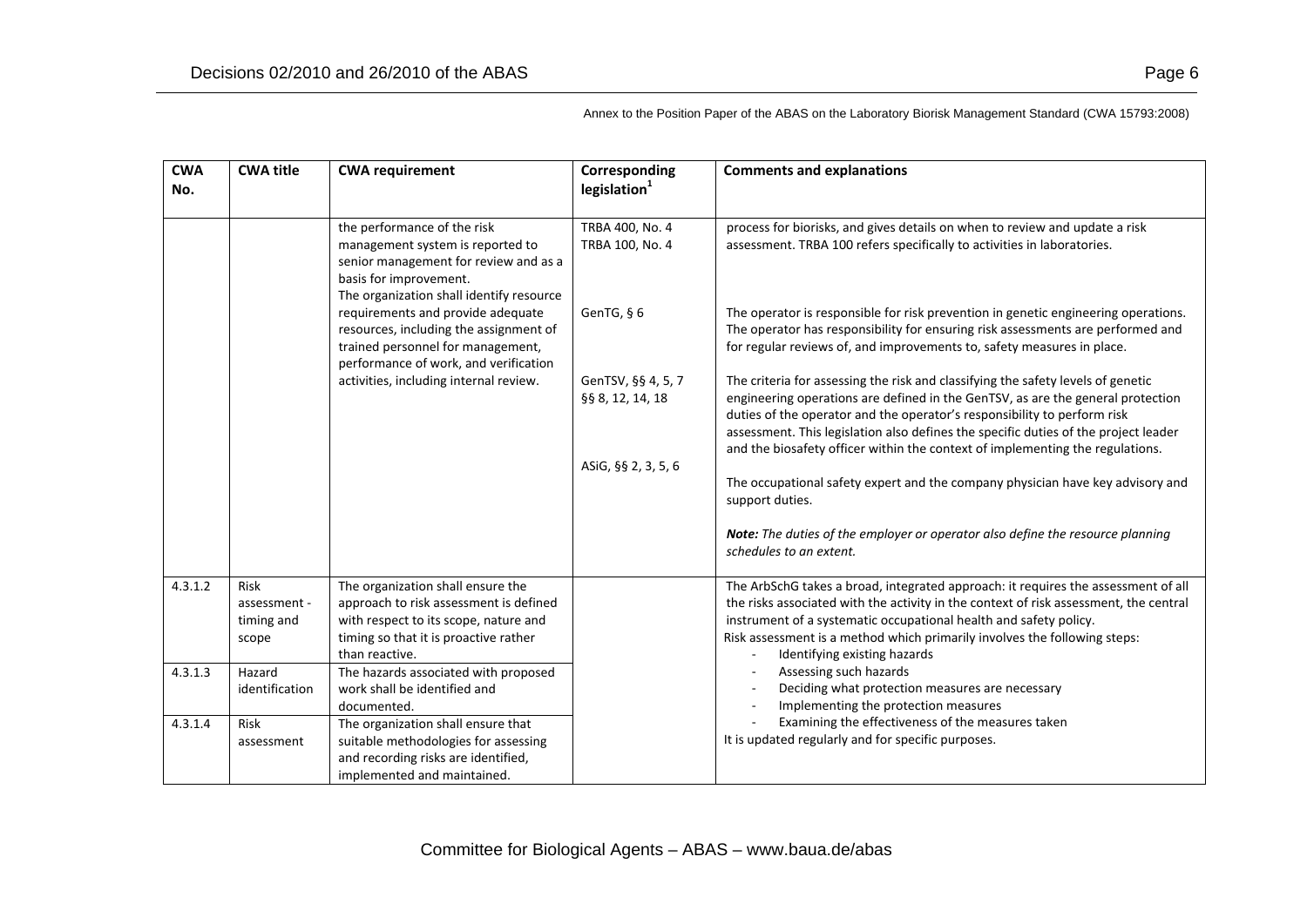Annex to the Position Paper of the ABAS on the Laboratory Biorisk Management Standard (CWA 15793:2008)

| CWA No. | CWA title | CWA requirement | Corresponding legislation[1] | Comments and explanations |
|---|---|---|---|---|
| | | the performance of the risk management system is reported to senior management for review and as a basis for improvement. | TRBA 400, No. 4<br>TRBA 100, No. 4 | process for biorisks, and gives details on when to review and update a risk assessment. TRBA 100 refers specifically to activities in laboratories. |
| | | The organization shall identify resource requirements and provide adequate resources, including the assignment of trained personnel for management, performance of work, and verification activities, including internal review. | GenTG, § 6 | The operator is responsible for risk prevention in genetic engineering operations. The operator has responsibility for ensuring risk assessments are performed and for regular reviews of, and improvements to, safety measures in place. |
| | | | GenTSV, §§ 4, 5, 7<br>§§ 8, 12, 14, 18 | The criteria for assessing the risk and classifying the safety levels of genetic engineering operations are defined in the GenTSV, as are the general protection duties of the operator and the operator's responsibility to perform risk assessment. This legislation also defines the specific duties of the project leader and the biosafety officer within the context of implementing the regulations. |
| | | | ASiG, §§ 2, 3, 5, 6 | The occupational safety expert and the company physician have key advisory and support duties.<br><br>***Note:*** *The duties of the employer or operator also define the resource planning schedules to an extent.* |
| 4.3.1.2 | Risk assessment - timing and scope | The organization shall ensure the approach to risk assessment is defined with respect to its scope, nature and timing so that it is proactive rather than reactive. | | The ArbSchG takes a broad, integrated approach: it requires the assessment of all the risks associated with the activity in the context of risk assessment, the central instrument of a systematic occupational health and safety policy.<br>Risk assessment is a method which primarily involves the following steps:<br>- Identifying existing hazards<br>- Assessing such hazards<br>- Deciding what protection measures are necessary<br>- Implementing the protection measures<br>- Examining the effectiveness of the measures taken<br>It is updated regularly and for specific purposes. |
| 4.3.1.3 | Hazard identification | The hazards associated with proposed work shall be identified and documented. | | |
| 4.3.1.4 | Risk assessment | The organization shall ensure that suitable methodologies for assessing and recording risks are identified, implemented and maintained. | | |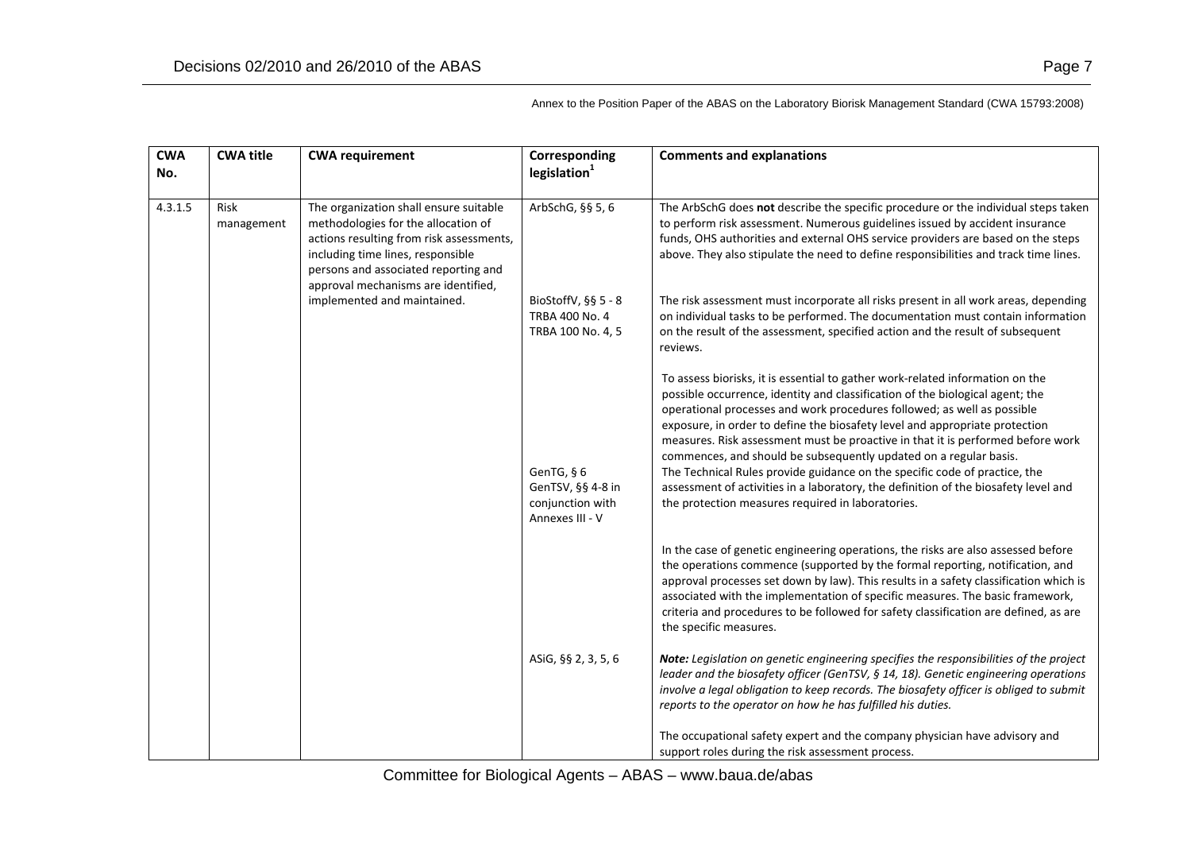Annex to the Position Paper of the ABAS on the Laboratory Biorisk Management Standard (CWA 15793:2008)

| CWA No. | CWA title | CWA requirement | Corresponding legislation[1] | Comments and explanations |
|---|---|---|---|---|
| 4.3.1.5 | Risk management | The organization shall ensure suitable methodologies for the allocation of actions resulting from risk assessments, including time lines, responsible persons and associated reporting and approval mechanisms are identified, implemented and maintained. | ArbSchG, §§ 5, 6 | The ArbSchG does **not** describe the specific procedure or the individual steps taken to perform risk assessment. Numerous guidelines issued by accident insurance funds, OHS authorities and external OHS service providers are based on the steps above. They also stipulate the need to define responsibilities and track time lines. |
| | | | BioStoffV, §§ 5 - 8<br>TRBA 400 No. 4<br>TRBA 100 No. 4, 5 | The risk assessment must incorporate all risks present in all work areas, depending on individual tasks to be performed. The documentation must contain information on the result of the assessment, specified action and the result of subsequent reviews.<br><br>To assess biorisks, it is essential to gather work-related information on the possible occurrence, identity and classification of the biological agent; the operational processes and work procedures followed; as well as possible exposure, in order to define the biosafety level and appropriate protection measures. Risk assessment must be proactive in that it is performed before work commences, and should be subsequently updated on a regular basis.<br>The Technical Rules provide guidance on the specific code of practice, the assessment of activities in a laboratory, the definition of the biosafety level and the protection measures required in laboratories. |
| | | | GenTG, § 6<br>GenTSV, §§ 4-8 in conjunction with Annexes III - V | In the case of genetic engineering operations, the risks are also assessed before the operations commence (supported by the formal reporting, notification, and approval processes set down by law). This results in a safety classification which is associated with the implementation of specific measures. The basic framework, criteria and procedures to be followed for safety classification are defined, as are the specific measures. |
| | | | ASiG, §§ 2, 3, 5, 6 | ***Note:*** *Legislation on genetic engineering specifies the responsibilities of the project leader and the biosafety officer (GenTSV, § 14, 18). Genetic engineering operations involve a legal obligation to keep records. The biosafety officer is obliged to submit reports to the operator on how he has fulfilled his duties.*<br><br>The occupational safety expert and the company physician have advisory and support roles during the risk assessment process. |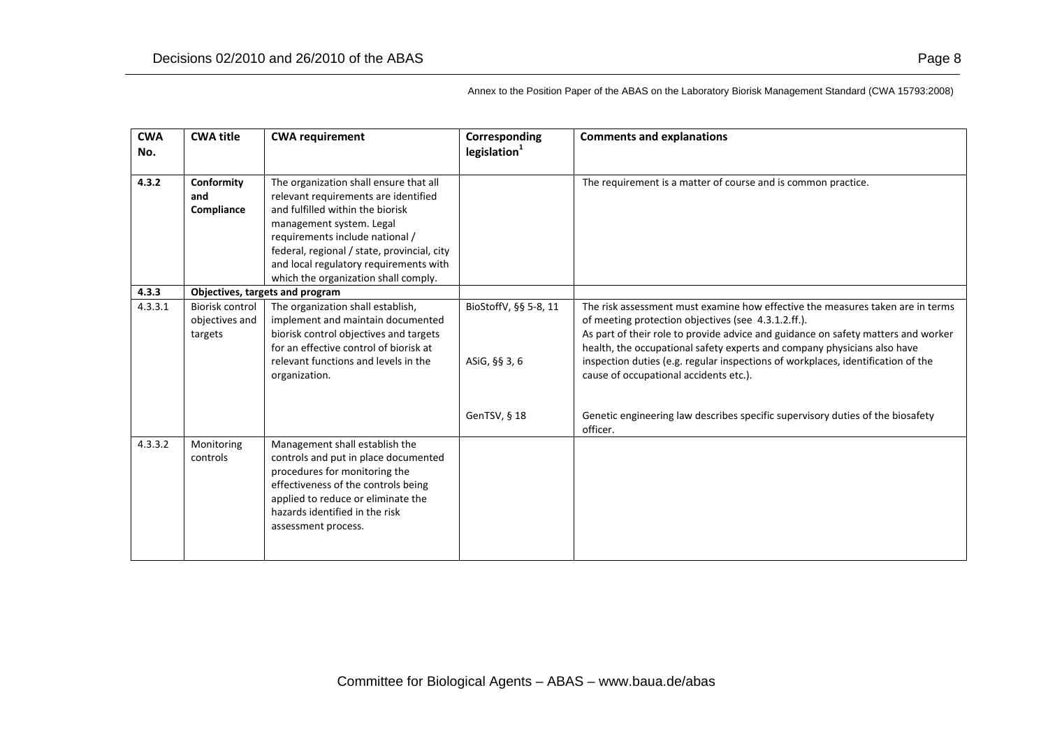Annex to the Position Paper of the ABAS on the Laboratory Biorisk Management Standard (CWA 15793:2008)

| CWA No. | CWA title | CWA requirement | Corresponding legislation[1] | Comments and explanations |
|---|---|---|---|---|
| **4.3.2** | **Conformity and Compliance** | The organization shall ensure that all relevant requirements are identified and fulfilled within the biorisk management system. Legal requirements include national / federal, regional / state, provincial, city and local regulatory requirements with which the organization shall comply. | | The requirement is a matter of course and is common practice. |
| **4.3.3** | **Objectives, targets and program** | | | |
| 4.3.3.1 | Biorisk control objectives and targets | The organization shall establish, implement and maintain documented biorisk control objectives and targets for an effective control of biorisk at relevant functions and levels in the organization. | BioStoffV, §§ 5-8, 11<br><br>ASiG, §§ 3, 6 | The risk assessment must examine how effective the measures taken are in terms of meeting protection objectives (see 4.3.1.2.ff.).<br>As part of their role to provide advice and guidance on safety matters and worker health, the occupational safety experts and company physicians also have inspection duties (e.g. regular inspections of workplaces, identification of the cause of occupational accidents etc.). |
| | | | GenTSV, § 18 | Genetic engineering law describes specific supervisory duties of the biosafety officer. |
| 4.3.3.2 | Monitoring controls | Management shall establish the controls and put in place documented procedures for monitoring the effectiveness of the controls being applied to reduce or eliminate the hazards identified in the risk assessment process. | | |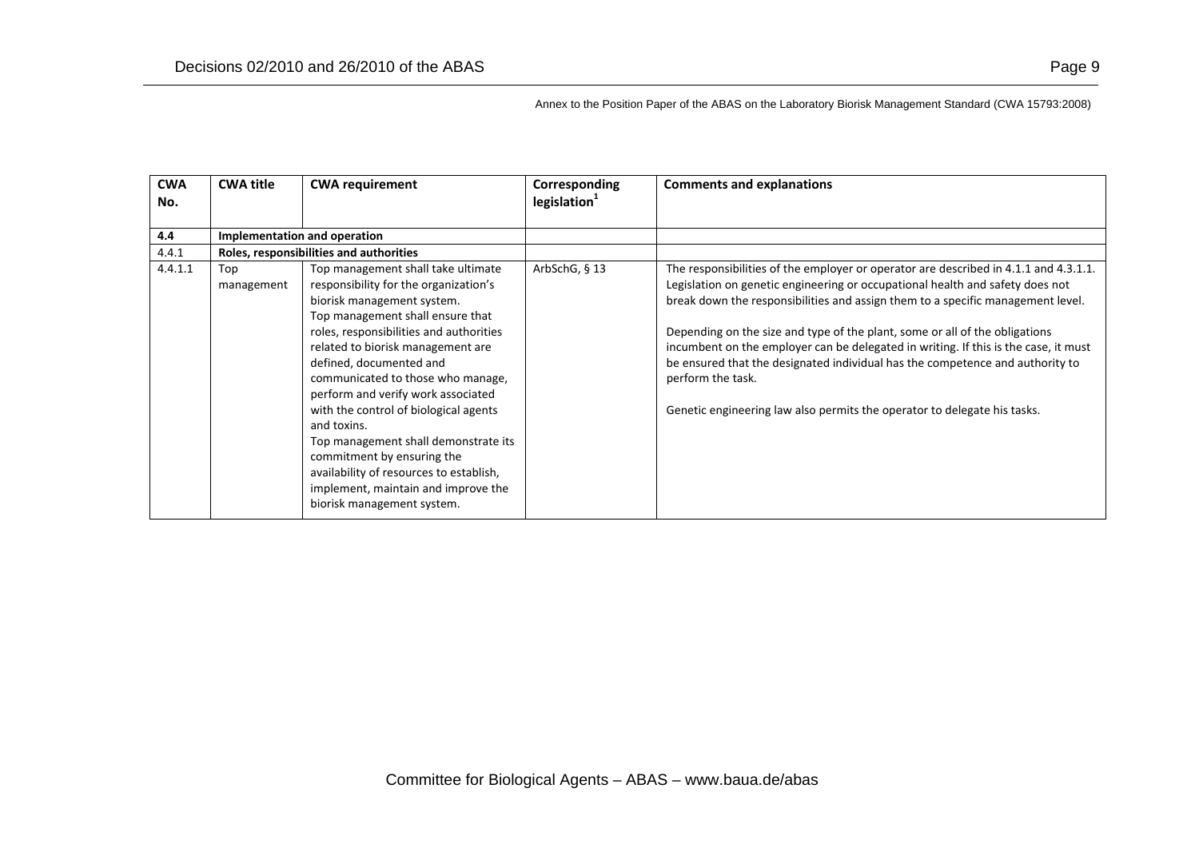Annex to the Position Paper of the ABAS on the Laboratory Biorisk Management Standard (CWA 15793:2008)

| CWA No. | CWA title | CWA requirement | Corresponding legislation[1] | Comments and explanations |
|---|---|---|---|---|
| **4.4** | **Implementation and operation** | | | |
| 4.4.1 | **Roles, responsibilities and authorities** | | | |
| 4.4.1.1 | Top management | Top management shall take ultimate responsibility for the organization's biorisk management system.<br>Top management shall ensure that roles, responsibilities and authorities related to biorisk management are defined, documented and communicated to those who manage, perform and verify work associated with the control of biological agents and toxins.<br>Top management shall demonstrate its commitment by ensuring the availability of resources to establish, implement, maintain and improve the biorisk management system. | ArbSchG, § 13 | The responsibilities of the employer or operator are described in 4.1.1 and 4.3.1.1. Legislation on genetic engineering or occupational health and safety does not break down the responsibilities and assign them to a specific management level.<br><br>Depending on the size and type of the plant, some or all of the obligations incumbent on the employer can be delegated in writing. If this is the case, it must be ensured that the designated individual has the competence and authority to perform the task.<br><br>Genetic engineering law also permits the operator to delegate his tasks. |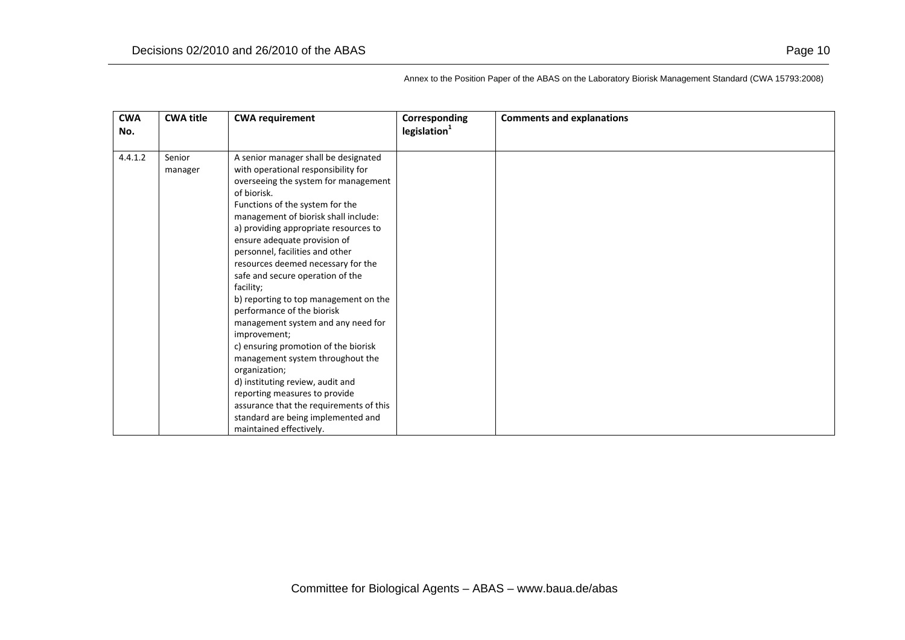Annex to the Position Paper of the ABAS on the Laboratory Biorisk Management Standard (CWA 15793:2008)

| CWA No. | CWA title | CWA requirement | Corresponding legislation[1] | Comments and explanations |
|---|---|---|---|---|
| 4.4.1.2 | Senior manager | A senior manager shall be designated with operational responsibility for overseeing the system for management of biorisk.<br>Functions of the system for the management of biorisk shall include:<br>a) providing appropriate resources to ensure adequate provision of personnel, facilities and other resources deemed necessary for the safe and secure operation of the facility;<br>b) reporting to top management on the performance of the biorisk management system and any need for improvement;<br>c) ensuring promotion of the biorisk management system throughout the organization;<br>d) instituting review, audit and reporting measures to provide assurance that the requirements of this standard are being implemented and maintained effectively. | | |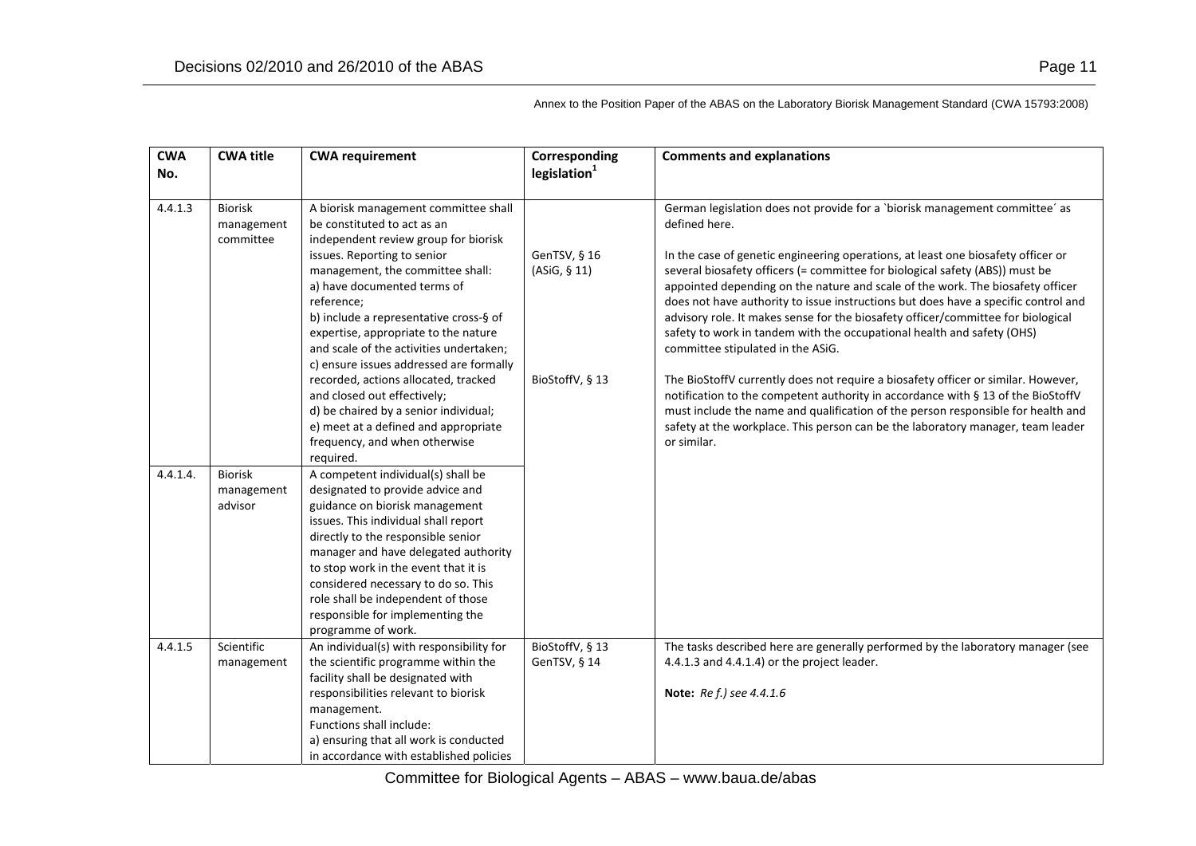Annex to the Position Paper of the ABAS on the Laboratory Biorisk Management Standard (CWA 15793:2008)

| CWA No. | CWA title | CWA requirement | Corresponding legislation[1] | Comments and explanations |
|---|---|---|---|---|
| 4.4.1.3 | Biorisk management committee | A biorisk management committee shall be constituted to act as an independent review group for biorisk issues. Reporting to senior management, the committee shall:<br>a) have documented terms of reference;<br>b) include a representative cross-§ of expertise, appropriate to the nature and scale of the activities undertaken;<br>c) ensure issues addressed are formally recorded, actions allocated, tracked and closed out effectively;<br>d) be chaired by a senior individual;<br>e) meet at a defined and appropriate frequency, and when otherwise required. | GenTSV, § 16 (ASiG, § 11)<br><br>BioStoffV, § 13 | German legislation does not provide for a `biorisk management committee´ as defined here.<br><br>In the case of genetic engineering operations, at least one biosafety officer or several biosafety officers (= committee for biological safety (ABS)) must be appointed depending on the nature and scale of the work. The biosafety officer does not have authority to issue instructions but does have a specific control and advisory role. It makes sense for the biosafety officer/committee for biological safety to work in tandem with the occupational health and safety (OHS) committee stipulated in the ASiG.<br><br>The BioStoffV currently does not require a biosafety officer or similar. However, notification to the competent authority in accordance with § 13 of the BioStoffV must include the name and qualification of the person responsible for health and safety at the workplace. This person can be the laboratory manager, team leader or similar. |
| 4.4.1.4. | Biorisk management advisor | A competent individual(s) shall be designated to provide advice and guidance on biorisk management issues. This individual shall report directly to the responsible senior manager and have delegated authority to stop work in the event that it is considered necessary to do so. This role shall be independent of those responsible for implementing the programme of work. | | |
| 4.4.1.5 | Scientific management | An individual(s) with responsibility for the scientific programme within the facility shall be designated with responsibilities relevant to biorisk management.<br>Functions shall include:<br>a) ensuring that all work is conducted in accordance with established policies | BioStoffV, § 13<br>GenTSV, § 14 | The tasks described here are generally performed by the laboratory manager (see 4.4.1.3 and 4.4.1.4) or the project leader.<br><br>**Note:** *Re f.) see 4.4.1.6* |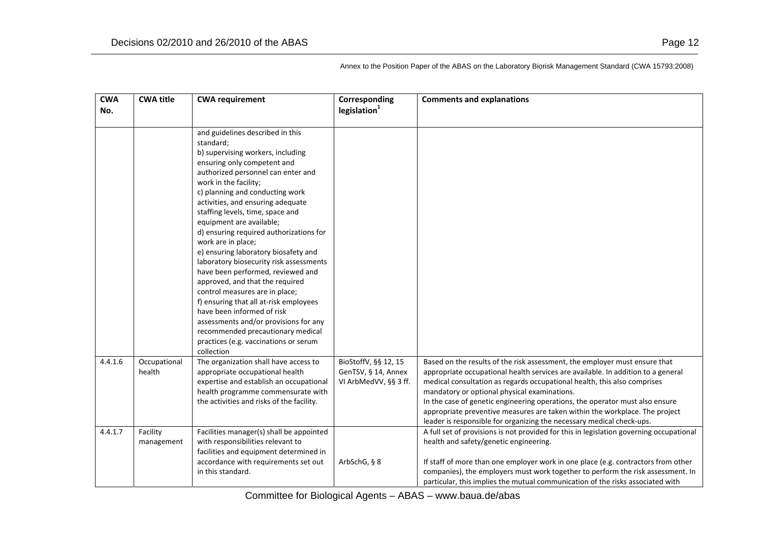Annex to the Position Paper of the ABAS on the Laboratory Biorisk Management Standard (CWA 15793:2008)

| CWA No. | CWA title | CWA requirement | Corresponding legislation[1] | Comments and explanations |
|---|---|---|---|---|
| | | and guidelines described in this standard;<br>b) supervising workers, including ensuring only competent and authorized personnel can enter and work in the facility;<br>c) planning and conducting work activities, and ensuring adequate staffing levels, time, space and equipment are available;<br>d) ensuring required authorizations for work are in place;<br>e) ensuring laboratory biosafety and laboratory biosecurity risk assessments have been performed, reviewed and approved, and that the required control measures are in place;<br>f) ensuring that all at-risk employees have been informed of risk assessments and/or provisions for any recommended precautionary medical practices (e.g. vaccinations or serum collection | | |
| 4.4.1.6 | Occupational health | The organization shall have access to appropriate occupational health expertise and establish an occupational health programme commensurate with the activities and risks of the facility. | BioStoffV, §§ 12, 15<br>GenTSV, § 14, Annex VI ArbMedVV, §§ 3 ff. | Based on the results of the risk assessment, the employer must ensure that appropriate occupational health services are available. In addition to a general medical consultation as regards occupational health, this also comprises mandatory or optional physical examinations.<br>In the case of genetic engineering operations, the operator must also ensure appropriate preventive measures are taken within the workplace. The project leader is responsible for organizing the necessary medical check-ups. |
| 4.4.1.7 | Facility management | Facilities manager(s) shall be appointed with responsibilities relevant to facilities and equipment determined in accordance with requirements set out in this standard. | ArbSchG, § 8 | A full set of provisions is not provided for this in legislation governing occupational health and safety/genetic engineering.<br><br>If staff of more than one employer work in one place (e.g. contractors from other companies), the employers must work together to perform the risk assessment. In particular, this implies the mutual communication of the risks associated with |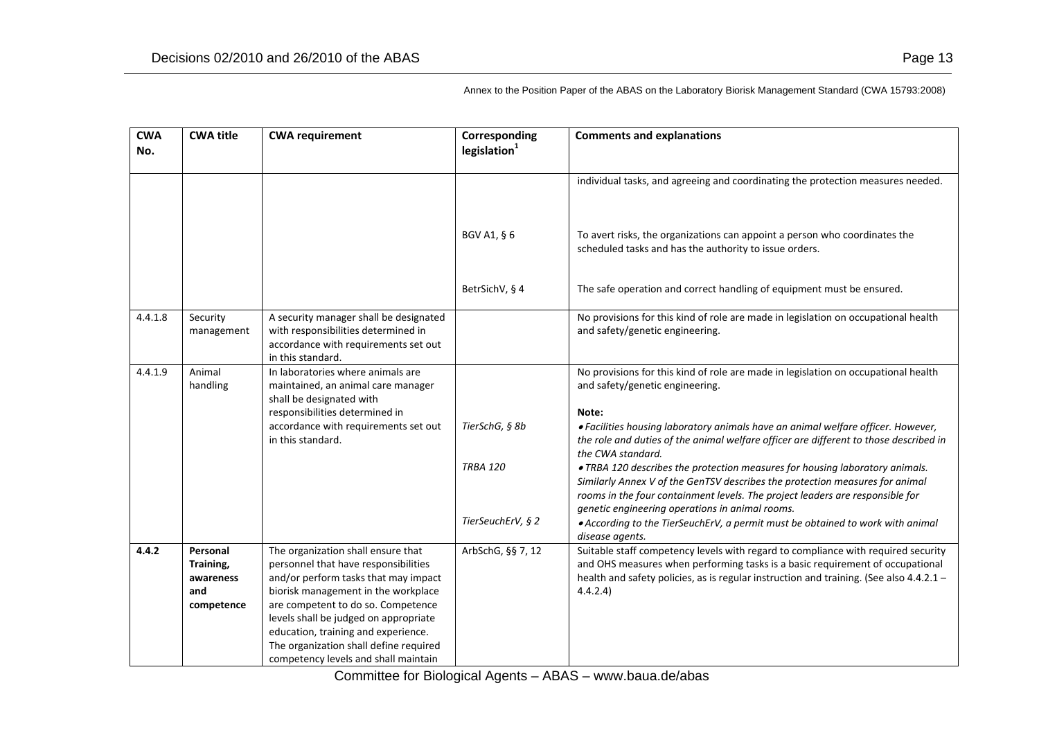Annex to the Position Paper of the ABAS on the Laboratory Biorisk Management Standard (CWA 15793:2008)

| CWA No. | CWA title | CWA requirement | Corresponding legislation[1] | Comments and explanations |
|---|---|---|---|---|
| | | | | individual tasks, and agreeing and coordinating the protection measures needed. |
| | | | BGV A1, § 6 | To avert risks, the organizations can appoint a person who coordinates the scheduled tasks and has the authority to issue orders. |
| | | | BetrSichV, § 4 | The safe operation and correct handling of equipment must be ensured. |
| 4.4.1.8 | Security management | A security manager shall be designated with responsibilities determined in accordance with requirements set out in this standard. | | No provisions for this kind of role are made in legislation on occupational health and safety/genetic engineering. |
| 4.4.1.9 | Animal handling | In laboratories where animals are maintained, an animal care manager shall be designated with responsibilities determined in accordance with requirements set out in this standard. | *TierSchG, § 8b*<br><br>*TRBA 120*<br><br>*TierSeuchErV, § 2* | No provisions for this kind of role are made in legislation on occupational health and safety/genetic engineering.<br><br>**Note:**<br>• *Facilities housing laboratory animals have an animal welfare officer. However, the role and duties of the animal welfare officer are different to those described in the CWA standard.*<br>• *TRBA 120 describes the protection measures for housing laboratory animals. Similarly Annex V of the GenTSV describes the protection measures for animal rooms in the four containment levels. The project leaders are responsible for genetic engineering operations in animal rooms.*<br>• *According to the TierSeuchErV, a permit must be obtained to work with animal disease agents.* |
| **4.4.2** | **Personal Training, awareness and competence** | The organization shall ensure that personnel that have responsibilities and/or perform tasks that may impact biorisk management in the workplace are competent to do so. Competence levels shall be judged on appropriate education, training and experience. The organization shall define required competency levels and shall maintain | ArbSchG, §§ 7, 12 | Suitable staff competency levels with regard to compliance with required security and OHS measures when performing tasks is a basic requirement of occupational health and safety policies, as is regular instruction and training. (See also 4.4.2.1 – 4.4.2.4) |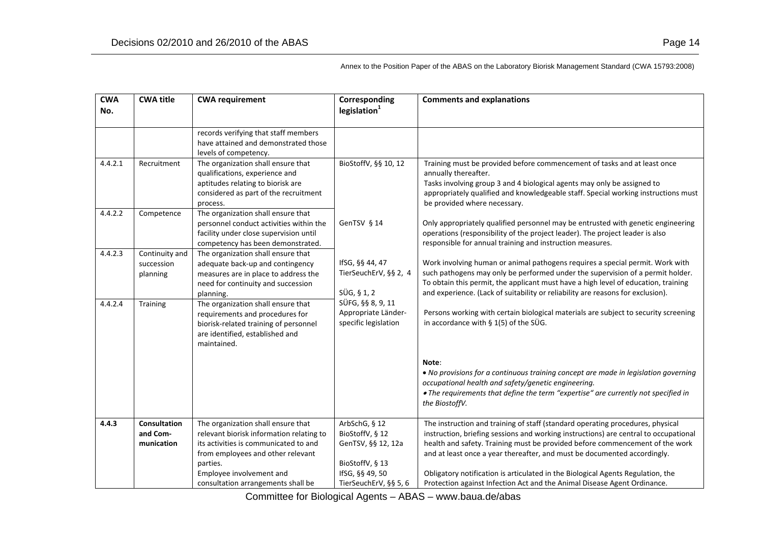Annex to the Position Paper of the ABAS on the Laboratory Biorisk Management Standard (CWA 15793:2008)

| CWA No. | CWA title | CWA requirement | Corresponding legislation[1] | Comments and explanations |
|---|---|---|---|---|
| | | records verifying that staff members have attained and demonstrated those levels of competency. | | |
| 4.4.2.1 | Recruitment | The organization shall ensure that qualifications, experience and aptitudes relating to biorisk are considered as part of the recruitment process. | BioStoffV, §§ 10, 12 | Training must be provided before commencement of tasks and at least once annually thereafter.<br>Tasks involving group 3 and 4 biological agents may only be assigned to appropriately qualified and knowledgeable staff. Special working instructions must be provided where necessary. |
| 4.4.2.2 | Competence | The organization shall ensure that personnel conduct activities within the facility under close supervision until competency has been demonstrated. | GenTSV § 14 | Only appropriately qualified personnel may be entrusted with genetic engineering operations (responsibility of the project leader). The project leader is also responsible for annual training and instruction measures. |
| 4.4.2.3 | Continuity and succession planning | The organization shall ensure that adequate back-up and contingency measures are in place to address the need for continuity and succession planning. | IfSG, §§ 44, 47<br>TierSeuchErV, §§ 2, 4<br>SÜG, § 1, 2 | Work involving human or animal pathogens requires a special permit. Work with such pathogens may only be performed under the supervision of a permit holder. To obtain this permit, the applicant must have a high level of education, training and experience. (Lack of suitability or reliability are reasons for exclusion). |
| 4.4.2.4 | Training | The organization shall ensure that requirements and procedures for biorisk-related training of personnel are identified, established and maintained. | SÜFG, §§ 8, 9, 11<br>Appropriate Länder-specific legislation | Persons working with certain biological materials are subject to security screening in accordance with § 1(5) of the SÜG.<br><br>**Note**:<br>• *No provisions for a continuous training concept are made in legislation governing occupational health and safety/genetic engineering.*<br>• *The requirements that define the term "expertise" are currently not specified in the BiostoffV.* |
| **4.4.3** | **Consultation and Com-munication** | The organization shall ensure that relevant biorisk information relating to its activities is communicated to and from employees and other relevant parties.<br>Employee involvement and consultation arrangements shall be | ArbSchG, § 12<br>BioStoffV, § 12<br>GenTSV, §§ 12, 12a<br><br>BioStoffV, § 13<br>IfSG, §§ 49, 50<br>TierSeuchErV, §§ 5, 6 | The instruction and training of staff (standard operating procedures, physical instruction, briefing sessions and working instructions) are central to occupational health and safety. Training must be provided before commencement of the work and at least once a year thereafter, and must be documented accordingly.<br><br>Obligatory notification is articulated in the Biological Agents Regulation, the Protection against Infection Act and the Animal Disease Agent Ordinance. |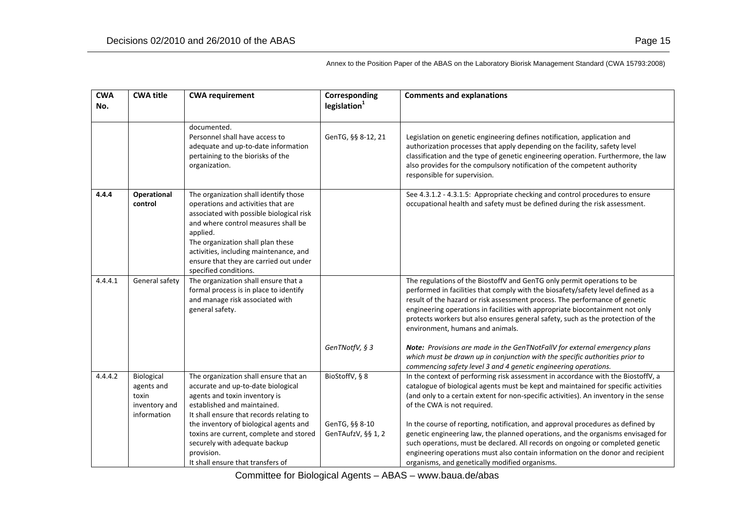Annex to the Position Paper of the ABAS on the Laboratory Biorisk Management Standard (CWA 15793:2008)

| CWA No. | CWA title | CWA requirement | Corresponding legislation[1] | Comments and explanations |
|---|---|---|---|---|
| | | documented.<br>Personnel shall have access to adequate and up-to-date information pertaining to the biorisks of the organization. | GenTG, §§ 8-12, 21 | Legislation on genetic engineering defines notification, application and authorization processes that apply depending on the facility, safety level classification and the type of genetic engineering operation. Furthermore, the law also provides for the compulsory notification of the competent authority responsible for supervision. |
| **4.4.4** | **Operational control** | The organization shall identify those operations and activities that are associated with possible biological risk and where control measures shall be applied.<br>The organization shall plan these activities, including maintenance, and ensure that they are carried out under specified conditions. | | See 4.3.1.2 - 4.3.1.5: Appropriate checking and control procedures to ensure occupational health and safety must be defined during the risk assessment. |
| 4.4.4.1 | General safety | The organization shall ensure that a formal process is in place to identify and manage risk associated with general safety. | | The regulations of the BiostoffV and GenTG only permit operations to be performed in facilities that comply with the biosafety/safety level defined as a result of the hazard or risk assessment process. The performance of genetic engineering operations in facilities with appropriate biocontainment not only protects workers but also ensures general safety, such as the protection of the environment, humans and animals. |
| | | | *GenTNotfV, § 3* | ***Note:*** *Provisions are made in the GenTNotFallV for external emergency plans which must be drawn up in conjunction with the specific authorities prior to commencing safety level 3 and 4 genetic engineering operations.* |
| 4.4.4.2 | Biological agents and toxin inventory and information | The organization shall ensure that an accurate and up-to-date biological agents and toxin inventory is established and maintained.<br>It shall ensure that records relating to the inventory of biological agents and toxins are current, complete and stored securely with adequate backup provision.<br>It shall ensure that transfers of | BioStoffV, § 8<br><br>GenTG, §§ 8-10<br>GenTAufzV, §§ 1, 2 | In the context of performing risk assessment in accordance with the BiostoffV, a catalogue of biological agents must be kept and maintained for specific activities (and only to a certain extent for non-specific activities). An inventory in the sense of the CWA is not required.<br><br>In the course of reporting, notification, and approval procedures as defined by genetic engineering law, the planned operations, and the organisms envisaged for such operations, must be declared. All records on ongoing or completed genetic engineering operations must also contain information on the donor and recipient organisms, and genetically modified organisms. |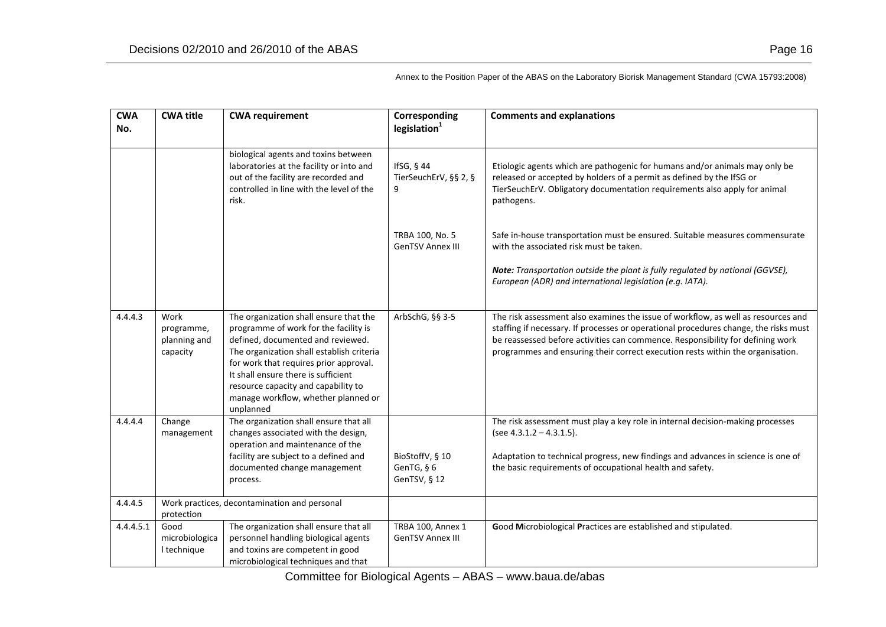Annex to the Position Paper of the ABAS on the Laboratory Biorisk Management Standard (CWA 15793:2008)

| CWA No. | CWA title | CWA requirement | Corresponding legislation[1] | Comments and explanations |
|---|---|---|---|---|
| | | biological agents and toxins between laboratories at the facility or into and out of the facility are recorded and controlled in line with the level of the risk. | IfSG, § 44<br>TierSeuchErV, §§ 2, § 9 | Etiologic agents which are pathogenic for humans and/or animals may only be released or accepted by holders of a permit as defined by the IfSG or TierSeuchErV. Obligatory documentation requirements also apply for animal pathogens. |
| | | | TRBA 100, No. 5<br>GenTSV Annex III | Safe in-house transportation must be ensured. Suitable measures commensurate with the associated risk must be taken.<br><br>***Note:*** *Transportation outside the plant is fully regulated by national (GGVSE), European (ADR) and international legislation (e.g. IATA).* |
| 4.4.4.3 | Work programme, planning and capacity | The organization shall ensure that the programme of work for the facility is defined, documented and reviewed. The organization shall establish criteria for work that requires prior approval. It shall ensure there is sufficient resource capacity and capability to manage workflow, whether planned or unplanned | ArbSchG, §§ 3-5 | The risk assessment also examines the issue of workflow, as well as resources and staffing if necessary. If processes or operational procedures change, the risks must be reassessed before activities can commence. Responsibility for defining work programmes and ensuring their correct execution rests within the organisation. |
| 4.4.4.4 | Change management | The organization shall ensure that all changes associated with the design, operation and maintenance of the facility are subject to a defined and documented change management process. | BioStoffV, § 10<br>GenTG, § 6<br>GenTSV, § 12 | The risk assessment must play a key role in internal decision-making processes (see 4.3.1.2 – 4.3.1.5).<br><br>Adaptation to technical progress, new findings and advances in science is one of the basic requirements of occupational health and safety. |
| 4.4.4.5 | Work practices, decontamination and personal protection | | | |
| 4.4.4.5.1 | Good microbiological technique | The organization shall ensure that all personnel handling biological agents and toxins are competent in good microbiological techniques and that | TRBA 100, Annex 1<br>GenTSV Annex III | **G**ood **M**icrobiological **P**ractices are established and stipulated. |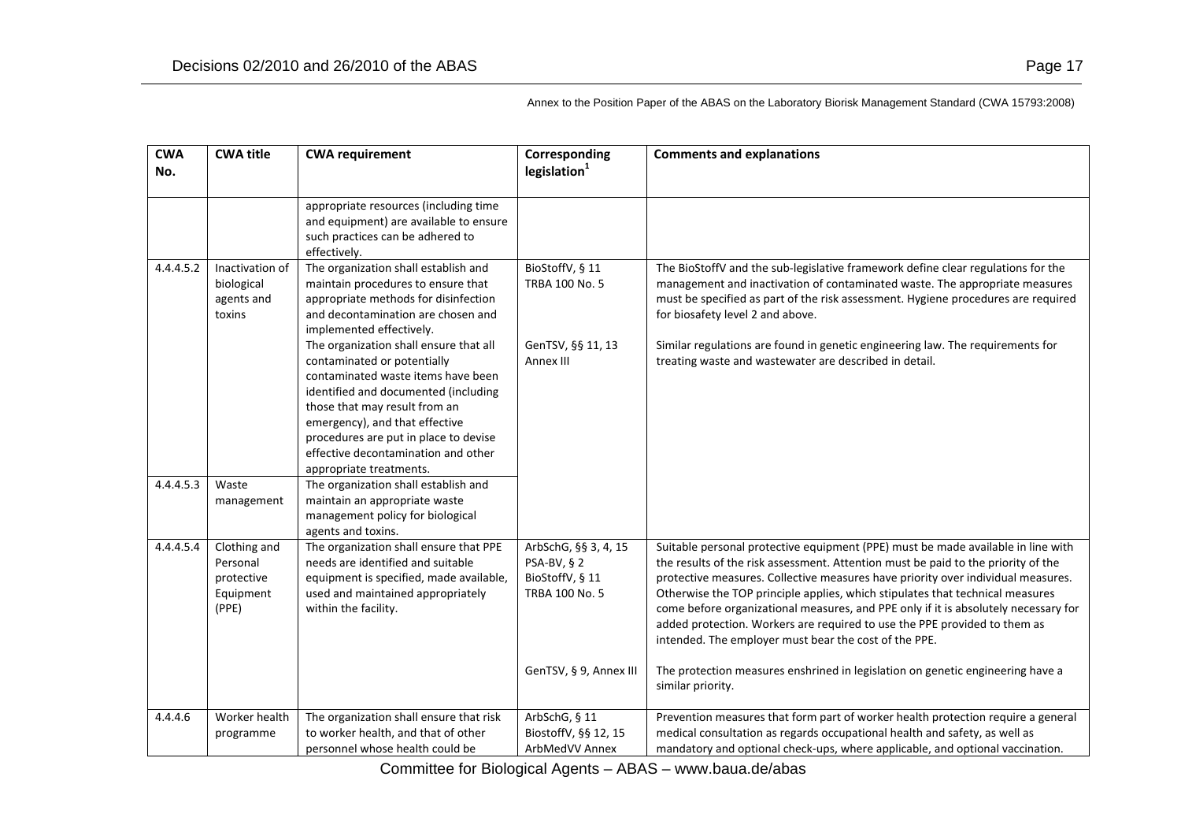Annex to the Position Paper of the ABAS on the Laboratory Biorisk Management Standard (CWA 15793:2008)

| CWA No. | CWA title | CWA requirement | Corresponding legislation[1] | Comments and explanations |
|---|---|---|---|---|
| | | appropriate resources (including time and equipment) are available to ensure such practices can be adhered to effectively. | | |
| 4.4.4.5.2 | Inactivation of biological agents and toxins | The organization shall establish and maintain procedures to ensure that appropriate methods for disinfection and decontamination are chosen and implemented effectively. The organization shall ensure that all contaminated or potentially contaminated waste items have been identified and documented (including those that may result from an emergency), and that effective procedures are put in place to devise effective decontamination and other appropriate treatments. | BioStoffV, § 11<br>TRBA 100 No. 5<br><br>GenTSV, §§ 11, 13 Annex III | The BioStoffV and the sub-legislative framework define clear regulations for the management and inactivation of contaminated waste. The appropriate measures must be specified as part of the risk assessment. Hygiene procedures are required for biosafety level 2 and above.<br><br>Similar regulations are found in genetic engineering law. The requirements for treating waste and wastewater are described in detail. |
| 4.4.4.5.3 | Waste management | The organization shall establish and maintain an appropriate waste management policy for biological agents and toxins. | | |
| 4.4.4.5.4 | Clothing and Personal protective Equipment (PPE) | The organization shall ensure that PPE needs are identified and suitable equipment is specified, made available, used and maintained appropriately within the facility. | ArbSchG, §§ 3, 4, 15<br>PSA-BV, § 2<br>BioStoffV, § 11<br>TRBA 100 No. 5<br><br>GenTSV, § 9, Annex III | Suitable personal protective equipment (PPE) must be made available in line with the results of the risk assessment. Attention must be paid to the priority of the protective measures. Collective measures have priority over individual measures. Otherwise the TOP principle applies, which stipulates that technical measures come before organizational measures, and PPE only if it is absolutely necessary for added protection. Workers are required to use the PPE provided to them as intended. The employer must bear the cost of the PPE.<br><br>The protection measures enshrined in legislation on genetic engineering have a similar priority. |
| 4.4.4.6 | Worker health programme | The organization shall ensure that risk to worker health, and that of other personnel whose health could be | ArbSchG, § 11<br>BioStoffV, §§ 12, 15<br>ArbMedVV Annex | Prevention measures that form part of worker health protection require a general medical consultation as regards occupational health and safety, as well as mandatory and optional check-ups, where applicable, and optional vaccination. |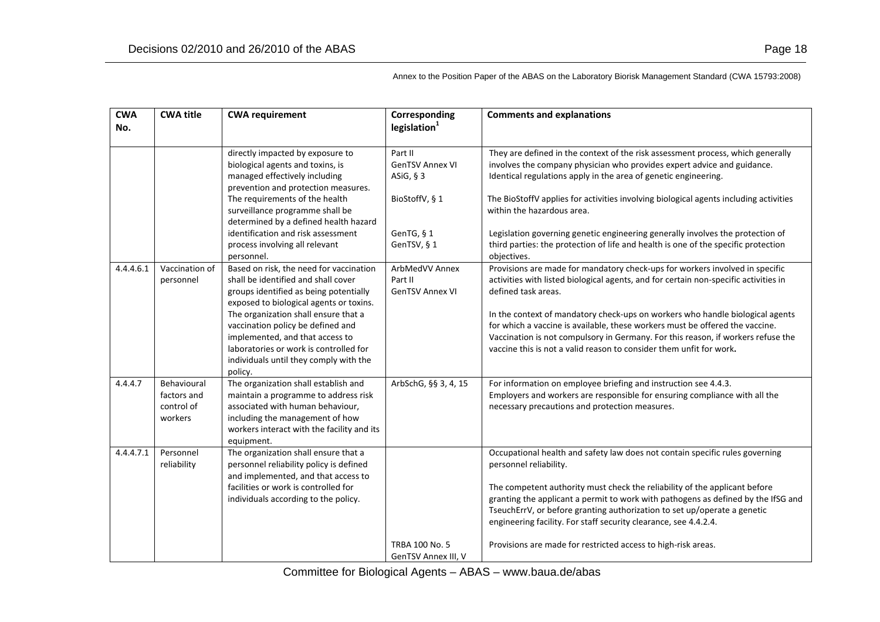Annex to the Position Paper of the ABAS on the Laboratory Biorisk Management Standard (CWA 15793:2008)

| CWA No. | CWA title | CWA requirement | Corresponding legislation[1] | Comments and explanations |
|---|---|---|---|---|
| | | directly impacted by exposure to biological agents and toxins, is managed effectively including prevention and protection measures. The requirements of the health surveillance programme shall be determined by a defined health hazard identification and risk assessment process involving all relevant personnel. | Part II<br>GenTSV Annex VI<br>ASiG, § 3<br><br>BioStoffV, § 1<br><br>GenTG, § 1<br>GenTSV, § 1 | They are defined in the context of the risk assessment process, which generally involves the company physician who provides expert advice and guidance. Identical regulations apply in the area of genetic engineering.<br><br>The BioStoffV applies for activities involving biological agents including activities within the hazardous area.<br><br>Legislation governing genetic engineering generally involves the protection of third parties: the protection of life and health is one of the specific protection objectives. |
| 4.4.4.6.1 | Vaccination of personnel | Based on risk, the need for vaccination shall be identified and shall cover groups identified as being potentially exposed to biological agents or toxins. The organization shall ensure that a vaccination policy be defined and implemented, and that access to laboratories or work is controlled for individuals until they comply with the policy. | ArbMedVV Annex Part II<br>GenTSV Annex VI | Provisions are made for mandatory check-ups for workers involved in specific activities with listed biological agents, and for certain non-specific activities in defined task areas.<br><br>In the context of mandatory check-ups on workers who handle biological agents for which a vaccine is available, these workers must be offered the vaccine. Vaccination is not compulsory in Germany. For this reason, if workers refuse the vaccine this is not a valid reason to consider them unfit for work. |
| 4.4.4.7 | Behavioural factors and control of workers | The organization shall establish and maintain a programme to address risk associated with human behaviour, including the management of how workers interact with the facility and its equipment. | ArbSchG, §§ 3, 4, 15 | For information on employee briefing and instruction see 4.4.3.<br>Employers and workers are responsible for ensuring compliance with all the necessary precautions and protection measures. |
| 4.4.4.7.1 | Personnel reliability | The organization shall ensure that a personnel reliability policy is defined and implemented, and that access to facilities or work is controlled for individuals according to the policy. | <br><br><br><br><br><br><br><br>TRBA 100 No. 5<br>GenTSV Annex III, V | Occupational health and safety law does not contain specific rules governing personnel reliability.<br><br>The competent authority must check the reliability of the applicant before granting the applicant a permit to work with pathogens as defined by the IfSG and TseuchErrV, or before granting authorization to set up/operate a genetic engineering facility. For staff security clearance, see 4.4.2.4.<br><br>Provisions are made for restricted access to high-risk areas. |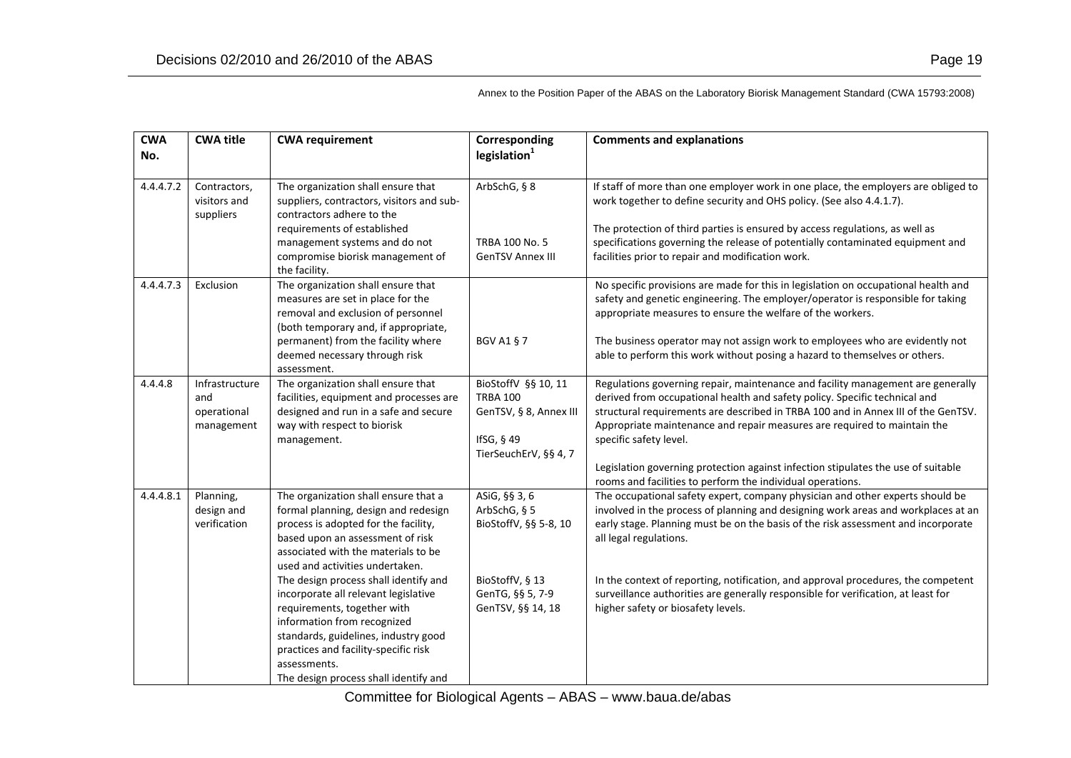Annex to the Position Paper of the ABAS on the Laboratory Biorisk Management Standard (CWA 15793:2008)

| CWA No. | CWA title | CWA requirement | Corresponding legislation[1] | Comments and explanations |
|---|---|---|---|---|
| 4.4.4.7.2 | Contractors, visitors and suppliers | The organization shall ensure that suppliers, contractors, visitors and sub-contractors adhere to the requirements of established management systems and do not compromise biorisk management of the facility. | ArbSchG, § 8<br><br>TRBA 100 No. 5<br>GenTSV Annex III | If staff of more than one employer work in one place, the employers are obliged to work together to define security and OHS policy. (See also 4.4.1.7).<br><br>The protection of third parties is ensured by access regulations, as well as specifications governing the release of potentially contaminated equipment and facilities prior to repair and modification work. |
| 4.4.4.7.3 | Exclusion | The organization shall ensure that measures are set in place for the removal and exclusion of personnel (both temporary and, if appropriate, permanent) from the facility where deemed necessary through risk assessment. | <br><br>BGV A1 § 7 | No specific provisions are made for this in legislation on occupational health and safety and genetic engineering. The employer/operator is responsible for taking appropriate measures to ensure the welfare of the workers.<br><br>The business operator may not assign work to employees who are evidently not able to perform this work without posing a hazard to themselves or others. |
| 4.4.4.8 | Infrastructure and operational management | The organization shall ensure that facilities, equipment and processes are designed and run in a safe and secure way with respect to biorisk management. | BioStoffV §§ 10, 11<br>TRBA 100<br>GenTSV, § 8, Annex III<br><br>IfSG, § 49<br>TierSeuchErV, §§ 4, 7 | Regulations governing repair, maintenance and facility management are generally derived from occupational health and safety policy. Specific technical and structural requirements are described in TRBA 100 and in Annex III of the GenTSV. Appropriate maintenance and repair measures are required to maintain the specific safety level.<br><br>Legislation governing protection against infection stipulates the use of suitable rooms and facilities to perform the individual operations. |
| 4.4.4.8.1 | Planning, design and verification | The organization shall ensure that a formal planning, design and redesign process is adopted for the facility, based upon an assessment of risk associated with the materials to be used and activities undertaken.<br>The design process shall identify and incorporate all relevant legislative requirements, together with information from recognized standards, guidelines, industry good practices and facility-specific risk assessments.<br>The design process shall identify and | ASiG, §§ 3, 6<br>ArbSchG, § 5<br>BioStoffV, §§ 5-8, 10<br><br>BioStoffV, § 13<br>GenTG, §§ 5, 7-9<br>GenTSV, §§ 14, 18 | The occupational safety expert, company physician and other experts should be involved in the process of planning and designing work areas and workplaces at an early stage. Planning must be on the basis of the risk assessment and incorporate all legal regulations.<br><br>In the context of reporting, notification, and approval procedures, the competent surveillance authorities are generally responsible for verification, at least for higher safety or biosafety levels. |

Committee for Biological Agents – ABAS – www.baua.de/abas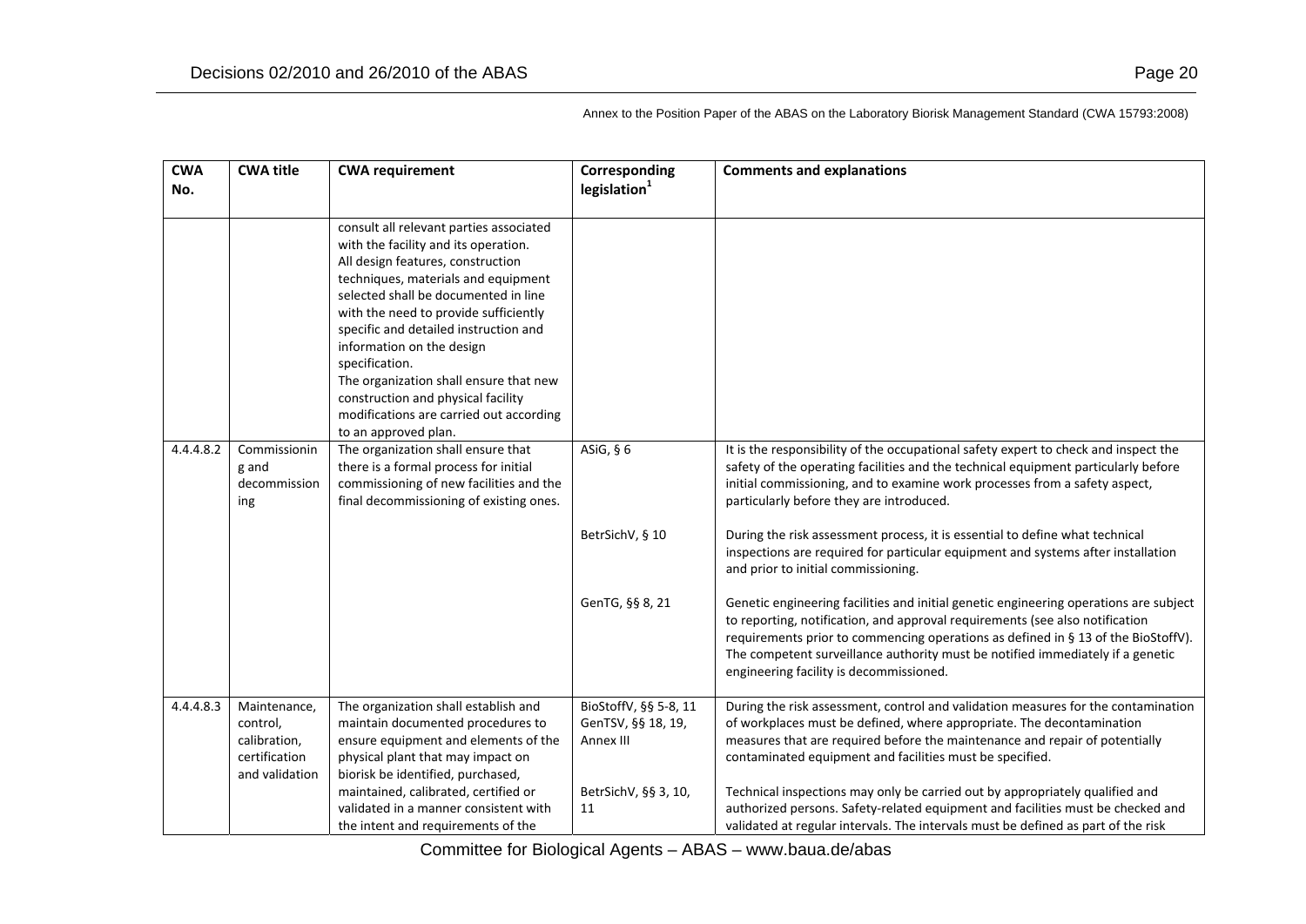Annex to the Position Paper of the ABAS on the Laboratory Biorisk Management Standard (CWA 15793:2008)

| CWA No. | CWA title | CWA requirement | Corresponding legislation[1] | Comments and explanations |
|---|---|---|---|---|
| | | consult all relevant parties associated with the facility and its operation. All design features, construction techniques, materials and equipment selected shall be documented in line with the need to provide sufficiently specific and detailed instruction and information on the design specification. The organization shall ensure that new construction and physical facility modifications are carried out according to an approved plan. | | |
| 4.4.4.8.2 | Commissioning and decommissioning | The organization shall ensure that there is a formal process for initial commissioning of new facilities and the final decommissioning of existing ones. | ASiG, § 6 | It is the responsibility of the occupational safety expert to check and inspect the safety of the operating facilities and the technical equipment particularly before initial commissioning, and to examine work processes from a safety aspect, particularly before they are introduced. |
| | | | BetrSichV, § 10 | During the risk assessment process, it is essential to define what technical inspections are required for particular equipment and systems after installation and prior to initial commissioning. |
| | | | GenTG, §§ 8, 21 | Genetic engineering facilities and initial genetic engineering operations are subject to reporting, notification, and approval requirements (see also notification requirements prior to commencing operations as defined in § 13 of the BioStoffV). The competent surveillance authority must be notified immediately if a genetic engineering facility is decommissioned. |
| 4.4.4.8.3 | Maintenance, control, calibration, certification and validation | The organization shall establish and maintain documented procedures to ensure equipment and elements of the physical plant that may impact on biorisk be identified, purchased, maintained, calibrated, certified or validated in a manner consistent with the intent and requirements of the | BioStoffV, §§ 5-8, 11 GenTSV, §§ 18, 19, Annex III | During the risk assessment, control and validation measures for the contamination of workplaces must be defined, where appropriate. The decontamination measures that are required before the maintenance and repair of potentially contaminated equipment and facilities must be specified. |
| | | | BetrSichV, §§ 3, 10, 11 | Technical inspections may only be carried out by appropriately qualified and authorized persons. Safety-related equipment and facilities must be checked and validated at regular intervals. The intervals must be defined as part of the risk |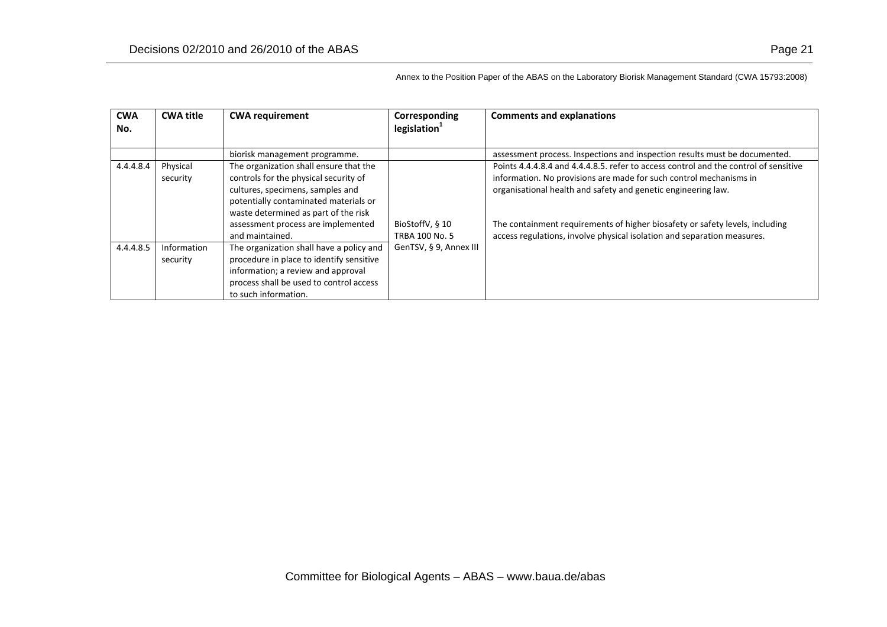Annex to the Position Paper of the ABAS on the Laboratory Biorisk Management Standard (CWA 15793:2008)

| CWA No. | CWA title | CWA requirement | Corresponding legislation[1] | Comments and explanations |
|---|---|---|---|---|
| | | biorisk management programme. | | assessment process. Inspections and inspection results must be documented. |
| 4.4.4.8.4 | Physical security | The organization shall ensure that the controls for the physical security of cultures, specimens, samples and potentially contaminated materials or waste determined as part of the risk assessment process are implemented and maintained. | BioStoffV, § 10<br>TRBA 100 No. 5<br>GenTSV, § 9, Annex III | Points 4.4.4.8.4 and 4.4.4.8.5. refer to access control and the control of sensitive information. No provisions are made for such control mechanisms in organisational health and safety and genetic engineering law.<br><br>The containment requirements of higher biosafety or safety levels, including access regulations, involve physical isolation and separation measures. |
| 4.4.4.8.5 | Information security | The organization shall have a policy and procedure in place to identify sensitive information; a review and approval process shall be used to control access to such information. | | |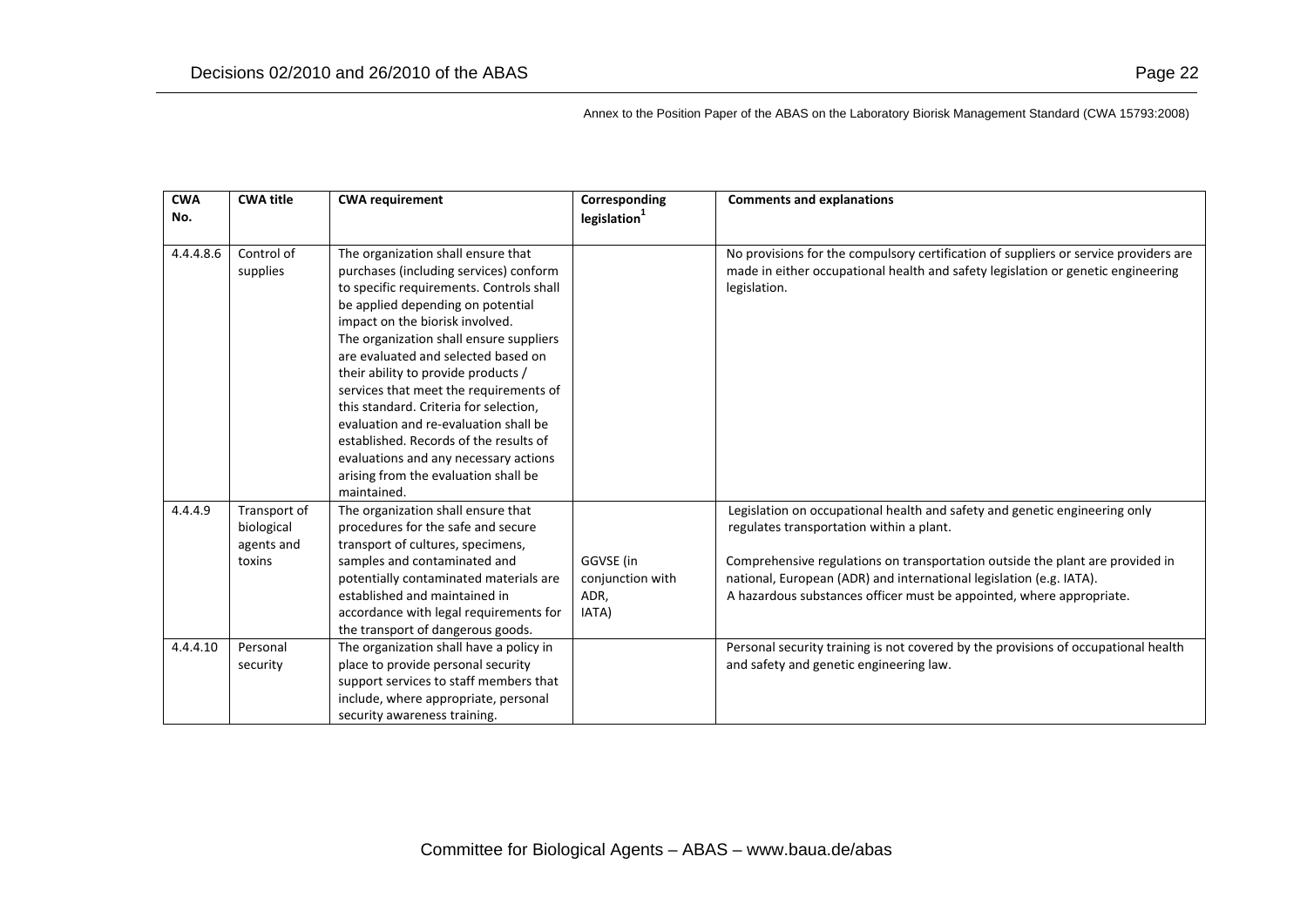Annex to the Position Paper of the ABAS on the Laboratory Biorisk Management Standard (CWA 15793:2008)

| CWA No. | CWA title | CWA requirement | Corresponding legislation[1] | Comments and explanations |
|---|---|---|---|---|
| 4.4.4.8.6 | Control of supplies | The organization shall ensure that purchases (including services) conform to specific requirements. Controls shall be applied depending on potential impact on the biorisk involved. The organization shall ensure suppliers are evaluated and selected based on their ability to provide products / services that meet the requirements of this standard. Criteria for selection, evaluation and re-evaluation shall be established. Records of the results of evaluations and any necessary actions arising from the evaluation shall be maintained. | | No provisions for the compulsory certification of suppliers or service providers are made in either occupational health and safety legislation or genetic engineering legislation. |
| 4.4.4.9 | Transport of biological agents and toxins | The organization shall ensure that procedures for the safe and secure transport of cultures, specimens, samples and contaminated and potentially contaminated materials are established and maintained in accordance with legal requirements for the transport of dangerous goods. | GGVSE (in conjunction with ADR, IATA) | Legislation on occupational health and safety and genetic engineering only regulates transportation within a plant.<br><br>Comprehensive regulations on transportation outside the plant are provided in national, European (ADR) and international legislation (e.g. IATA).<br>A hazardous substances officer must be appointed, where appropriate. |
| 4.4.4.10 | Personal security | The organization shall have a policy in place to provide personal security support services to staff members that include, where appropriate, personal security awareness training. | | Personal security training is not covered by the provisions of occupational health and safety and genetic engineering law. |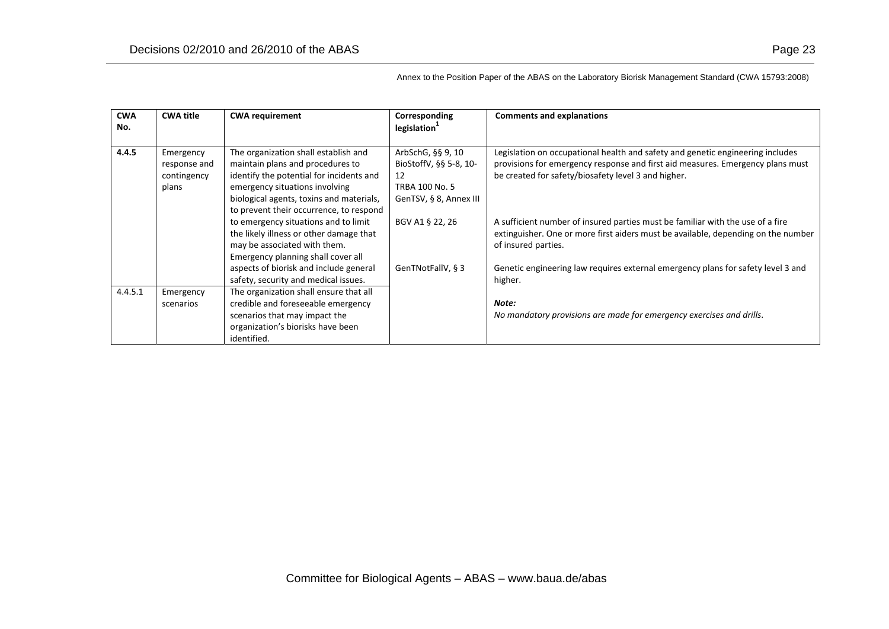Annex to the Position Paper of the ABAS on the Laboratory Biorisk Management Standard (CWA 15793:2008)

| **CWA No.** | **CWA title** | **CWA requirement** | **Corresponding legislation[1]** | **Comments and explanations** |
|---|---|---|---|---|
| **4.4.5** | Emergency response and contingency plans | The organization shall establish and maintain plans and procedures to identify the potential for incidents and emergency situations involving biological agents, toxins and materials, to prevent their occurrence, to respond to emergency situations and to limit the likely illness or other damage that may be associated with them. Emergency planning shall cover all aspects of biorisk and include general safety, security and medical issues. | ArbSchG, §§ 9, 10 BioStoffV, §§ 5-8, 10-12 TRBA 100 No. 5 GenTSV, § 8, Annex III | Legislation on occupational health and safety and genetic engineering includes provisions for emergency response and first aid measures. Emergency plans must be created for safety/biosafety level 3 and higher. |
| | | | BGV A1 § 22, 26 | A sufficient number of insured parties must be familiar with the use of a fire extinguisher. One or more first aiders must be available, depending on the number of insured parties. |
| | | | GenTNotFallV, § 3 | Genetic engineering law requires external emergency plans for safety level 3 and higher. |
| 4.4.5.1 | Emergency scenarios | The organization shall ensure that all credible and foreseeable emergency scenarios that may impact the organization's biorisks have been identified. | | ***Note:*** *No mandatory provisions are made for emergency exercises and drills.* |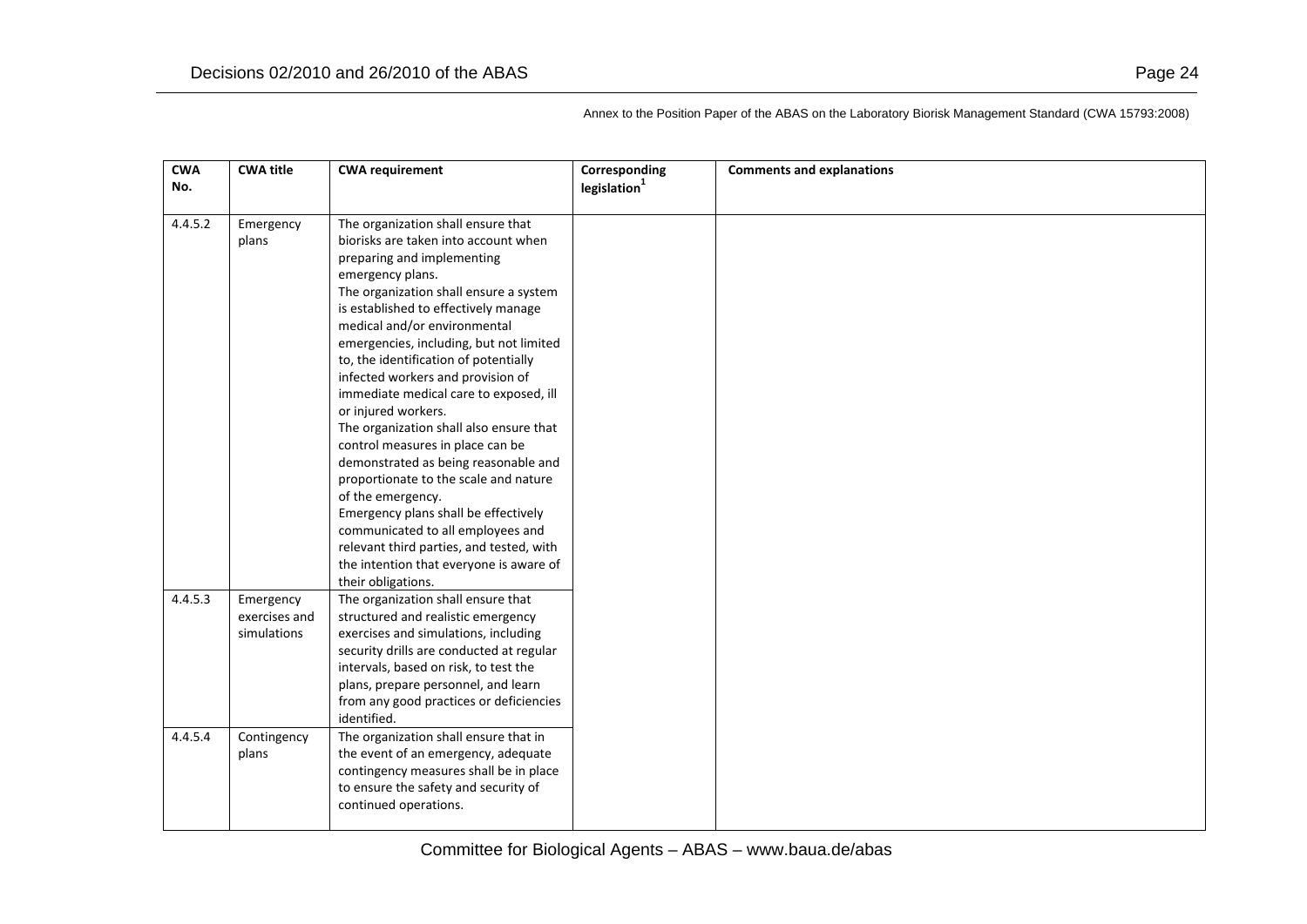Annex to the Position Paper of the ABAS on the Laboratory Biorisk Management Standard (CWA 15793:2008)

| CWA No. | CWA title | CWA requirement | Corresponding legislation[1] | Comments and explanations |
|---|---|---|---|---|
| 4.4.5.2 | Emergency plans | The organization shall ensure that biorisks are taken into account when preparing and implementing emergency plans.<br>The organization shall ensure a system is established to effectively manage medical and/or environmental emergencies, including, but not limited to, the identification of potentially infected workers and provision of immediate medical care to exposed, ill or injured workers.<br>The organization shall also ensure that control measures in place can be demonstrated as being reasonable and proportionate to the scale and nature of the emergency.<br>Emergency plans shall be effectively communicated to all employees and relevant third parties, and tested, with the intention that everyone is aware of their obligations. | | |
| 4.4.5.3 | Emergency exercises and simulations | The organization shall ensure that structured and realistic emergency exercises and simulations, including security drills are conducted at regular intervals, based on risk, to test the plans, prepare personnel, and learn from any good practices or deficiencies identified. | | |
| 4.4.5.4 | Contingency plans | The organization shall ensure that in the event of an emergency, adequate contingency measures shall be in place to ensure the safety and security of continued operations. | | |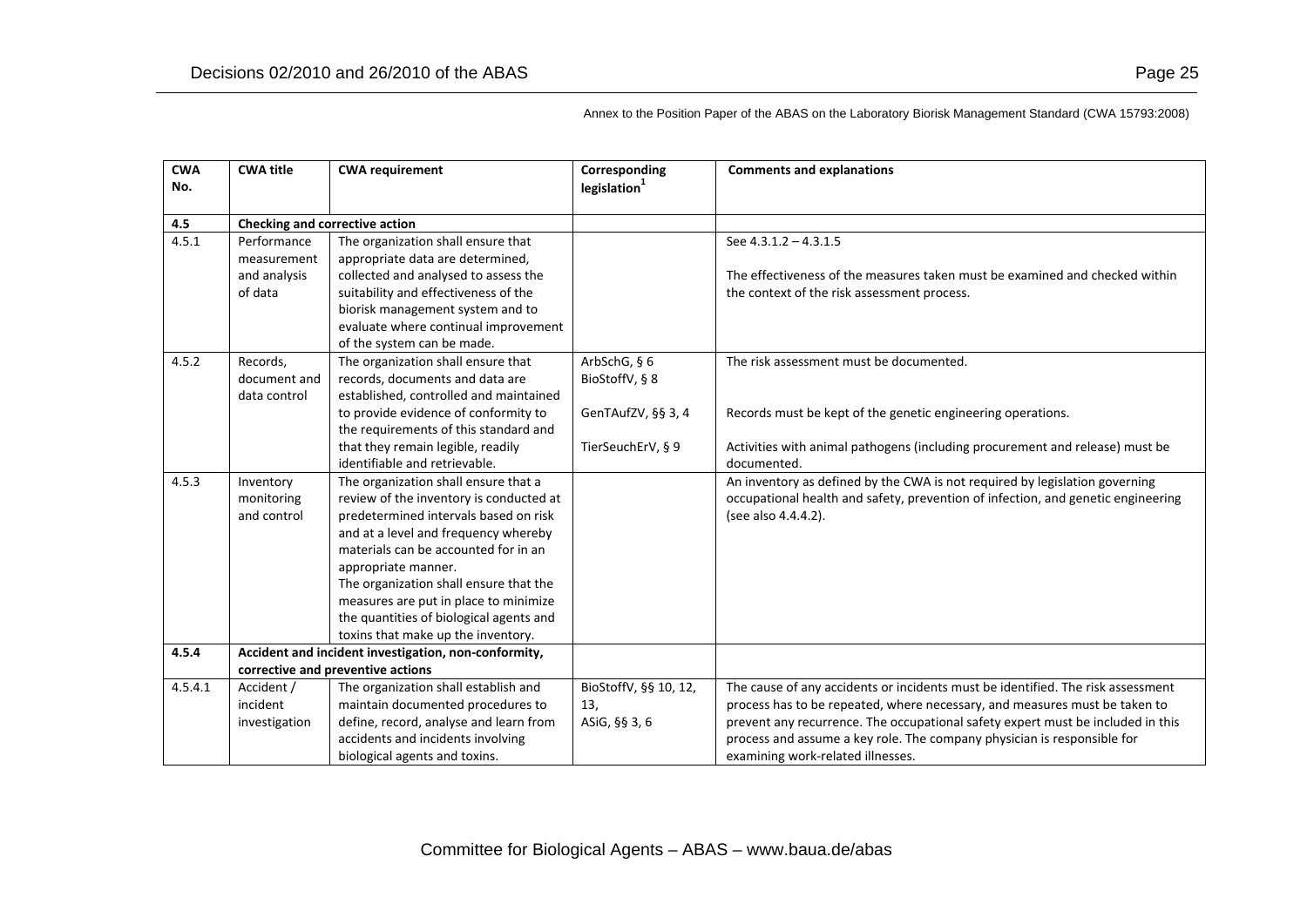Annex to the Position Paper of the ABAS on the Laboratory Biorisk Management Standard (CWA 15793:2008)

| CWA No. | CWA title | CWA requirement | Corresponding legislation[1] | Comments and explanations |
|---|---|---|---|---|
| **4.5** | **Checking and corrective action** | | | |
| 4.5.1 | Performance measurement and analysis of data | The organization shall ensure that appropriate data are determined, collected and analysed to assess the suitability and effectiveness of the biorisk management system and to evaluate where continual improvement of the system can be made. | | See 4.3.1.2 – 4.3.1.5<br><br>The effectiveness of the measures taken must be examined and checked within the context of the risk assessment process. |
| 4.5.2 | Records, document and data control | The organization shall ensure that records, documents and data are established, controlled and maintained to provide evidence of conformity to the requirements of this standard and that they remain legible, readily identifiable and retrievable. | ArbSchG, § 6<br>BioStoffV, § 8<br><br>GenTAufzV, §§ 3, 4<br><br>TierSeuchErV, § 9 | The risk assessment must be documented.<br><br>Records must be kept of the genetic engineering operations.<br><br>Activities with animal pathogens (including procurement and release) must be documented. |
| 4.5.3 | Inventory monitoring and control | The organization shall ensure that a review of the inventory is conducted at predetermined intervals based on risk and at a level and frequency whereby materials can be accounted for in an appropriate manner.<br>The organization shall ensure that the measures are put in place to minimize the quantities of biological agents and toxins that make up the inventory. | | An inventory as defined by the CWA is not required by legislation governing occupational health and safety, prevention of infection, and genetic engineering (see also 4.4.4.2). |
| **4.5.4** | **Accident and incident investigation, non-conformity, corrective and preventive actions** | | | |
| 4.5.4.1 | Accident / incident investigation | The organization shall establish and maintain documented procedures to define, record, analyse and learn from accidents and incidents involving biological agents and toxins. | BioStoffV, §§ 10, 12, 13,<br>ASiG, §§ 3, 6 | The cause of any accidents or incidents must be identified. The risk assessment process has to be repeated, where necessary, and measures must be taken to prevent any recurrence. The occupational safety expert must be included in this process and assume a key role. The company physician is responsible for examining work-related illnesses. |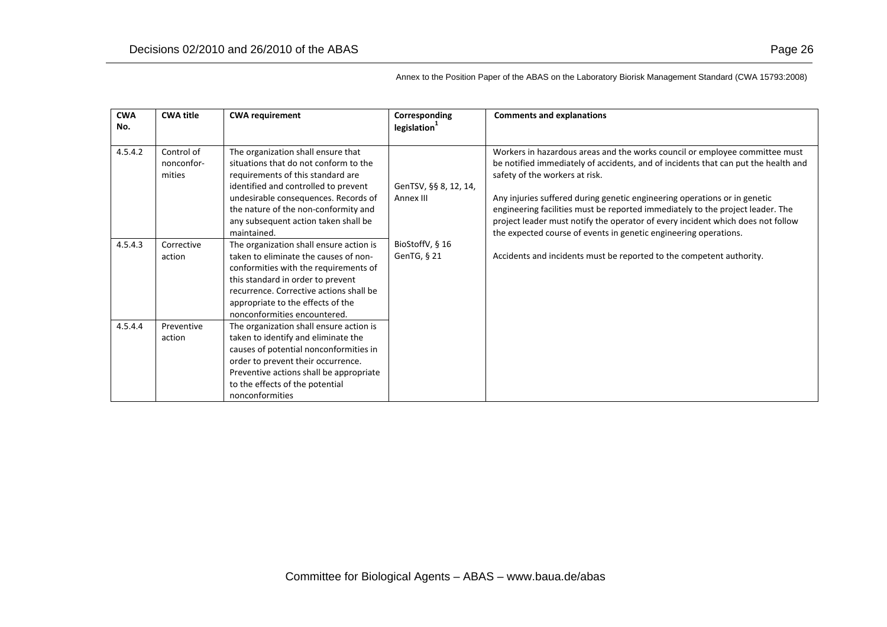Annex to the Position Paper of the ABAS on the Laboratory Biorisk Management Standard (CWA 15793:2008)

| CWA No. | CWA title | CWA requirement | Corresponding legislation[1] | Comments and explanations |
|---|---|---|---|---|
| 4.5.4.2 | Control of nonconformities | The organization shall ensure that situations that do not conform to the requirements of this standard are identified and controlled to prevent undesirable consequences. Records of the nature of the non-conformity and any subsequent action taken shall be maintained. | GenTSV, §§ 8, 12, 14, Annex III | Workers in hazardous areas and the works council or employee committee must be notified immediately of accidents, and of incidents that can put the health and safety of the workers at risk.<br><br>Any injuries suffered during genetic engineering operations or in genetic engineering facilities must be reported immediately to the project leader. The project leader must notify the operator of every incident which does not follow the expected course of events in genetic engineering operations. |
| 4.5.4.3 | Corrective action | The organization shall ensure action is taken to eliminate the causes of non-conformities with the requirements of this standard in order to prevent recurrence. Corrective actions shall be appropriate to the effects of the nonconformities encountered. | BioStoffV, § 16<br>GenTG, § 21 | Accidents and incidents must be reported to the competent authority. |
| 4.5.4.4 | Preventive action | The organization shall ensure action is taken to identify and eliminate the causes of potential nonconformities in order to prevent their occurrence. Preventive actions shall be appropriate to the effects of the potential nonconformities | | |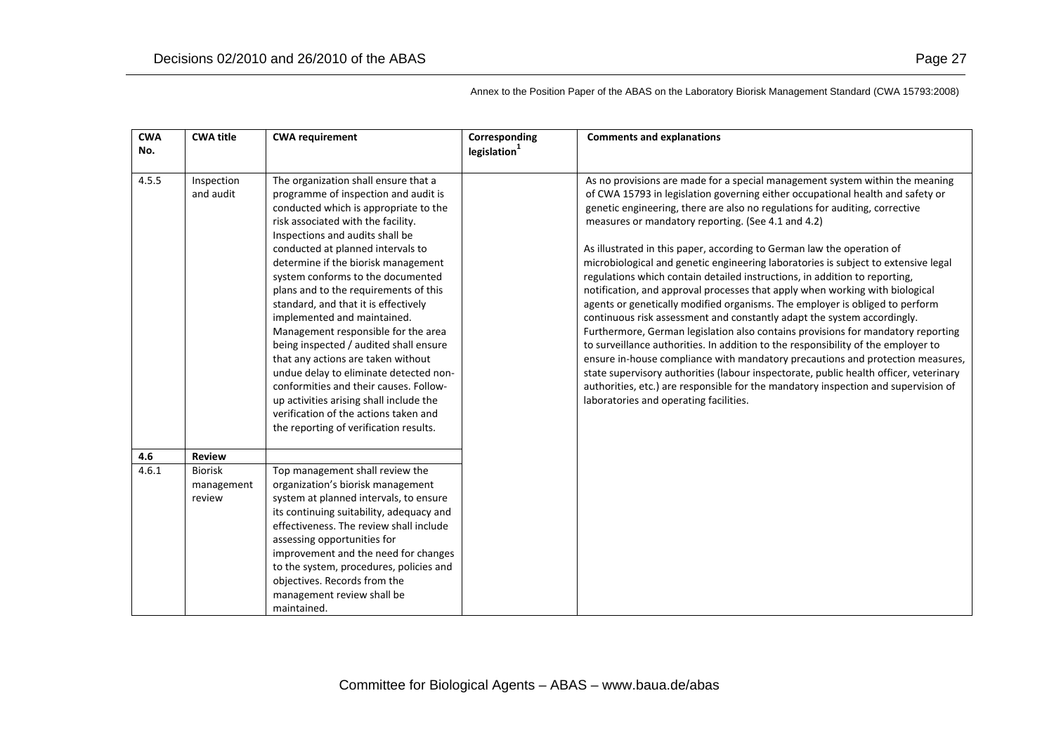Annex to the Position Paper of the ABAS on the Laboratory Biorisk Management Standard (CWA 15793:2008)

| CWA No. | CWA title | CWA requirement | Corresponding legislation[1] | Comments and explanations |
|---|---|---|---|---|
| 4.5.5 | Inspection and audit | The organization shall ensure that a programme of inspection and audit is conducted which is appropriate to the risk associated with the facility. Inspections and audits shall be conducted at planned intervals to determine if the biorisk management system conforms to the documented plans and to the requirements of this standard, and that it is effectively implemented and maintained. Management responsible for the area being inspected / audited shall ensure that any actions are taken without undue delay to eliminate detected non-conformities and their causes. Follow-up activities arising shall include the verification of the actions taken and the reporting of verification results. | | As no provisions are made for a special management system within the meaning of CWA 15793 in legislation governing either occupational health and safety or genetic engineering, there are also no regulations for auditing, corrective measures or mandatory reporting. (See 4.1 and 4.2)<br><br>As illustrated in this paper, according to German law the operation of microbiological and genetic engineering laboratories is subject to extensive legal regulations which contain detailed instructions, in addition to reporting, notification, and approval processes that apply when working with biological agents or genetically modified organisms. The employer is obliged to perform continuous risk assessment and constantly adapt the system accordingly. Furthermore, German legislation also contains provisions for mandatory reporting to surveillance authorities. In addition to the responsibility of the employer to ensure in-house compliance with mandatory precautions and protection measures, state supervisory authorities (labour inspectorate, public health officer, veterinary authorities, etc.) are responsible for the mandatory inspection and supervision of laboratories and operating facilities. |
| **4.6** | **Review** | | | |
| 4.6.1 | Biorisk management review | Top management shall review the organization's biorisk management system at planned intervals, to ensure its continuing suitability, adequacy and effectiveness. The review shall include assessing opportunities for improvement and the need for changes to the system, procedures, policies and objectives. Records from the management review shall be maintained. | | |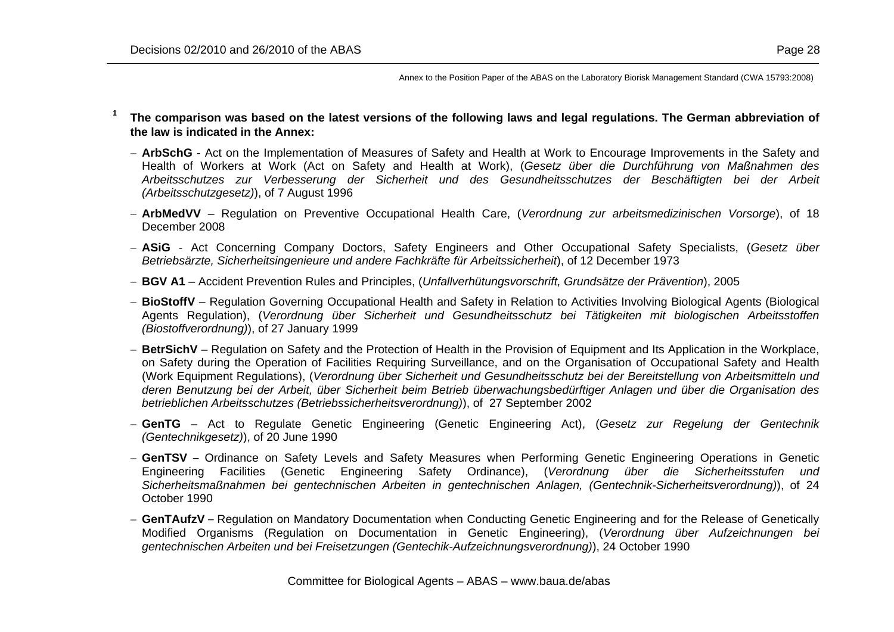Annex to the Position Paper of the ABAS on the Laboratory Biorisk Management Standard (CWA 15793:2008)

[1] **The comparison was based on the latest versions of the following laws and legal regulations. The German abbreviation of the law is indicated in the Annex:**

- **ArbSchG** - Act on the Implementation of Measures of Safety and Health at Work to Encourage Improvements in the Safety and Health of Workers at Work (Act on Safety and Health at Work), (*Gesetz über die Durchführung von Maßnahmen des Arbeitsschutzes zur Verbesserung der Sicherheit und des Gesundheitsschutzes der Beschäftigten bei der Arbeit (Arbeitsschutzgesetz)*), of 7 August 1996
- **ArbMedVV** – Regulation on Preventive Occupational Health Care, (*Verordnung zur arbeitsmedizinischen Vorsorge*), of 18 December 2008
- **ASiG** - Act Concerning Company Doctors, Safety Engineers and Other Occupational Safety Specialists, (*Gesetz über Betriebsärzte, Sicherheitsingenieure und andere Fachkräfte für Arbeitssicherheit*), of 12 December 1973
- **BGV A1** – Accident Prevention Rules and Principles, (*Unfallverhütungsvorschrift, Grundsätze der Prävention*), 2005
- **BioStoffV** – Regulation Governing Occupational Health and Safety in Relation to Activities Involving Biological Agents (Biological Agents Regulation), (*Verordnung über Sicherheit und Gesundheitsschutz bei Tätigkeiten mit biologischen Arbeitsstoffen (Biostoffverordnung)*), of 27 January 1999
- **BetrSichV** – Regulation on Safety and the Protection of Health in the Provision of Equipment and Its Application in the Workplace, on Safety during the Operation of Facilities Requiring Surveillance, and on the Organisation of Occupational Safety and Health (Work Equipment Regulations), (*Verordnung über Sicherheit und Gesundheitsschutz bei der Bereitstellung von Arbeitsmitteln und deren Benutzung bei der Arbeit, über Sicherheit beim Betrieb überwachungsbedürftiger Anlagen und über die Organisation des betrieblichen Arbeitsschutzes (Betriebssicherheitsverordnung)*), of 27 September 2002
- **GenTG** – Act to Regulate Genetic Engineering (Genetic Engineering Act), (*Gesetz zur Regelung der Gentechnik (Gentechnikgesetz)*), of 20 June 1990
- **GenTSV** – Ordinance on Safety Levels and Safety Measures when Performing Genetic Engineering Operations in Genetic Engineering Facilities (Genetic Engineering Safety Ordinance), (*Verordnung über die Sicherheitsstufen und Sicherheitsmaßnahmen bei gentechnischen Arbeiten in gentechnischen Anlagen, (Gentechnik-Sicherheitsverordnung)*), of 24 October 1990
- **GenTAufzV** – Regulation on Mandatory Documentation when Conducting Genetic Engineering and for the Release of Genetically Modified Organisms (Regulation on Documentation in Genetic Engineering), (*Verordnung über Aufzeichnungen bei gentechnischen Arbeiten und bei Freisetzungen (Gentechik-Aufzeichnungsverordnung)*), 24 October 1990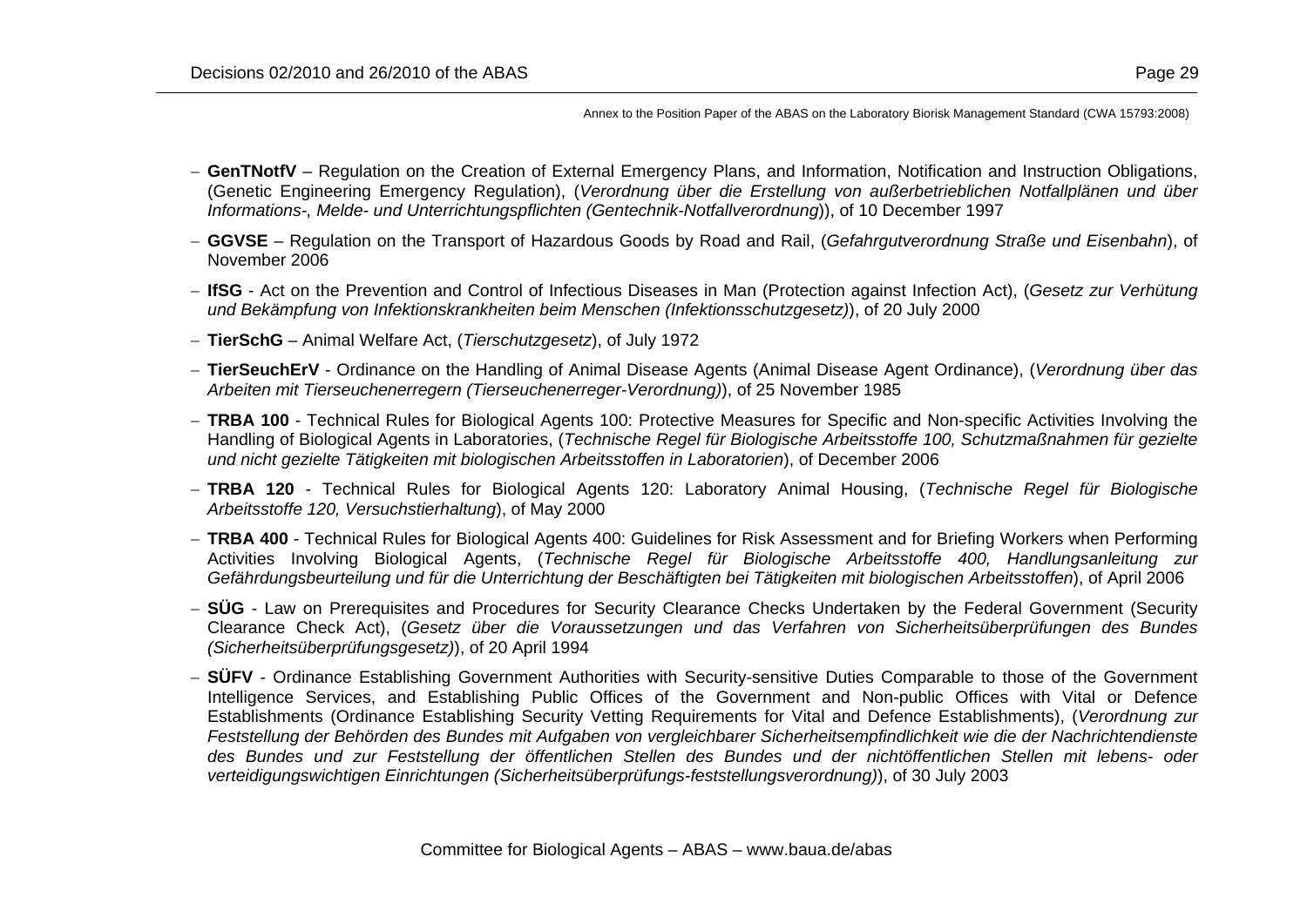- **GenTNotfV** – Regulation on the Creation of External Emergency Plans, and Information, Notification and Instruction Obligations, (Genetic Engineering Emergency Regulation), (*Verordnung über die Erstellung von außerbetrieblichen Notfallplänen und über Informations-, Melde- und Unterrichtungspflichten (Gentechnik-Notfallverordnung)*), of 10 December 1997
- **GGVSE** – Regulation on the Transport of Hazardous Goods by Road and Rail, (*Gefahrgutverordnung Straße und Eisenbahn*), of November 2006
- **IfSG** - Act on the Prevention and Control of Infectious Diseases in Man (Protection against Infection Act), (*Gesetz zur Verhütung und Bekämpfung von Infektionskrankheiten beim Menschen (Infektionsschutzgesetz)*), of 20 July 2000
- **TierSchG** – Animal Welfare Act, (*Tierschutzgesetz*), of July 1972
- **TierSeuchErV** - Ordinance on the Handling of Animal Disease Agents (Animal Disease Agent Ordinance), (*Verordnung über das Arbeiten mit Tierseuchenerregern (Tierseuchenerreger-Verordnung)*), of 25 November 1985
- **TRBA 100** - Technical Rules for Biological Agents 100: Protective Measures for Specific and Non-specific Activities Involving the Handling of Biological Agents in Laboratories, (*Technische Regel für Biologische Arbeitsstoffe 100, Schutzmaßnahmen für gezielte und nicht gezielte Tätigkeiten mit biologischen Arbeitsstoffen in Laboratorien*), of December 2006
- **TRBA 120** - Technical Rules for Biological Agents 120: Laboratory Animal Housing, (*Technische Regel für Biologische Arbeitsstoffe 120, Versuchstierhaltung*), of May 2000
- **TRBA 400** - Technical Rules for Biological Agents 400: Guidelines for Risk Assessment and for Briefing Workers when Performing Activities Involving Biological Agents, (*Technische Regel für Biologische Arbeitsstoffe 400, Handlungsanleitung zur Gefährdungsbeurteilung und für die Unterrichtung der Beschäftigten bei Tätigkeiten mit biologischen Arbeitsstoffen*), of April 2006
- **SÜG** - Law on Prerequisites and Procedures for Security Clearance Checks Undertaken by the Federal Government (Security Clearance Check Act), (*Gesetz über die Voraussetzungen und das Verfahren von Sicherheitsüberprüfungen des Bundes (Sicherheitsüberprüfungsgesetz)*), of 20 April 1994
- **SÜFV** - Ordinance Establishing Government Authorities with Security-sensitive Duties Comparable to those of the Government Intelligence Services, and Establishing Public Offices of the Government and Non-public Offices with Vital or Defence Establishments (Ordinance Establishing Security Vetting Requirements for Vital and Defence Establishments), (*Verordnung zur Feststellung der Behörden des Bundes mit Aufgaben von vergleichbarer Sicherheitsempfindlichkeit wie die der Nachrichtendienste des Bundes und zur Feststellung der öffentlichen Stellen des Bundes und der nichtöffentlichen Stellen mit lebens- oder verteidigungswichtigen Einrichtungen (Sicherheitsüberprüfungs-feststellungsverordnung)*), of 30 July 2003